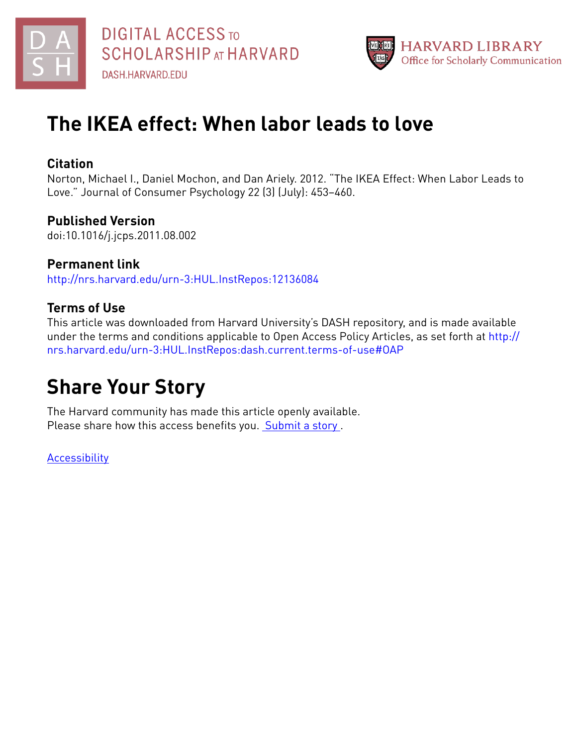DIGITAL ACCESS TO SCHOLARSHIP AT HARVARD
DASH.HARVARD.EDU

HARVARD LIBRARY
Office for Scholarly Communication

# The IKEA effect: When labor leads to love

## Citation

Norton, Michael I., Daniel Mochon, and Dan Ariely. 2012. "The IKEA Effect: When Labor Leads to Love." Journal of Consumer Psychology 22 (3) (July): 453–460.

## Published Version

doi:10.1016/j.jcps.2011.08.002

## Permanent link

http://nrs.harvard.edu/urn-3:HUL.InstRepos:12136084

## Terms of Use

This article was downloaded from Harvard University's DASH repository, and is made available under the terms and conditions applicable to Open Access Policy Articles, as set forth at http://nrs.harvard.edu/urn-3:HUL.InstRepos:dash.current.terms-of-use#OAP

# Share Your Story

The Harvard community has made this article openly available.
Please share how this access benefits you. Submit a story .

Accessibility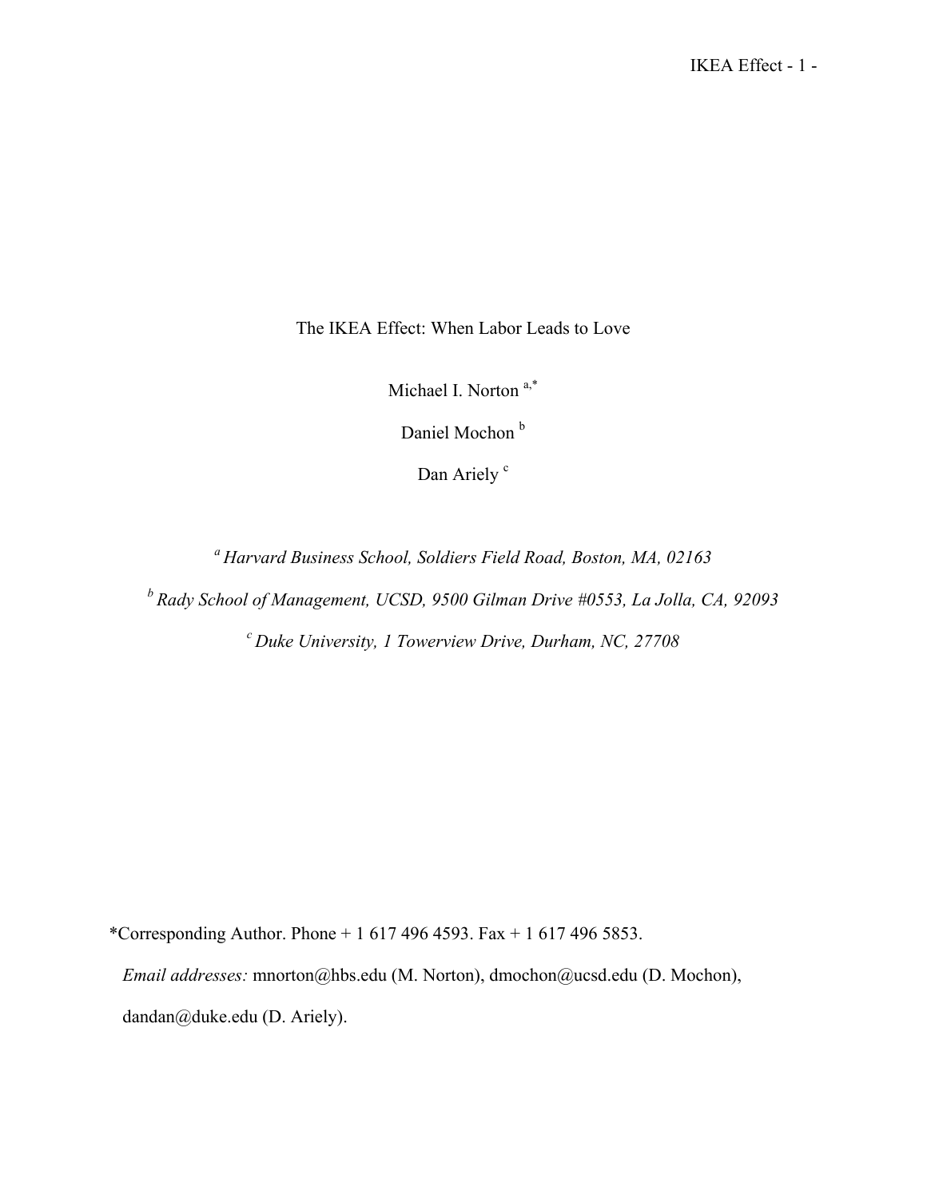# The IKEA Effect: When Labor Leads to Love

Michael I. Norton [a,*]

Daniel Mochon [b]

Dan Ariely [c]

[a] *Harvard Business School, Soldiers Field Road, Boston, MA, 02163*

[b] *Rady School of Management, UCSD, 9500 Gilman Drive #0553, La Jolla, CA, 92093*

[c] *Duke University, 1 Towerview Drive, Durham, NC, 27708*

*Corresponding Author. Phone + 1 617 496 4593. Fax + 1 617 496 5853.

*Email addresses:* mnorton@hbs.edu (M. Norton), dmochon@ucsd.edu (D. Mochon), dandan@duke.edu (D. Ariely).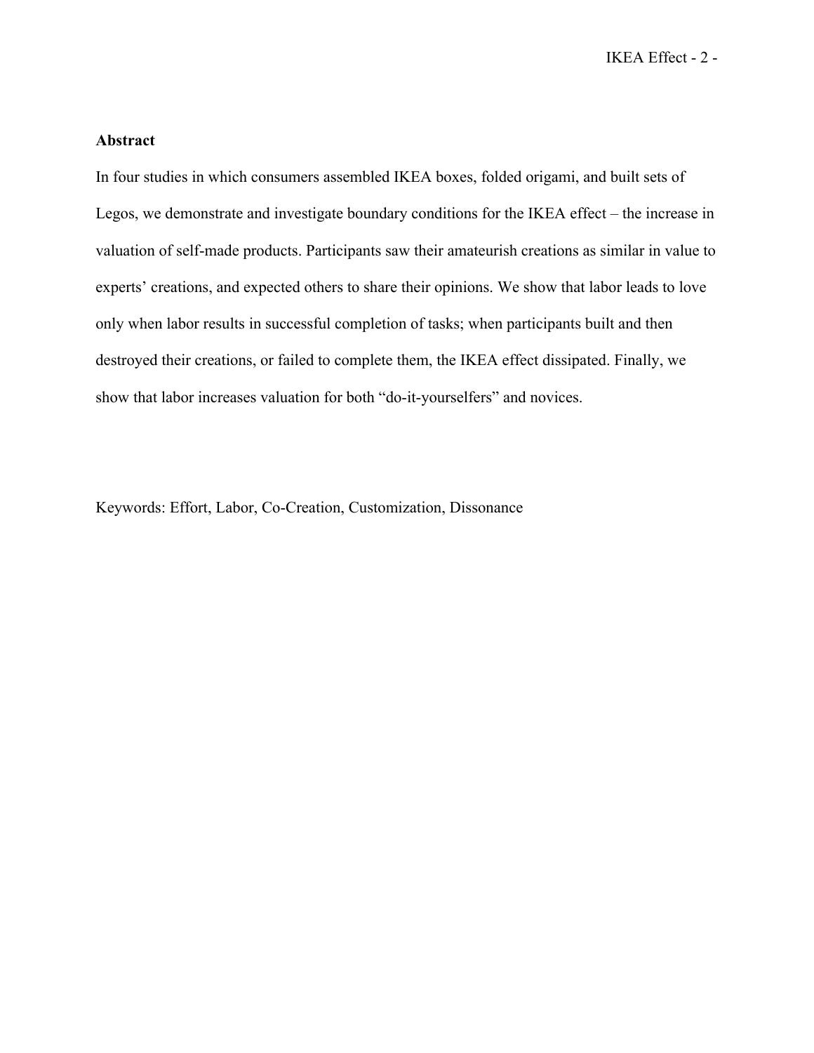## Abstract

In four studies in which consumers assembled IKEA boxes, folded origami, and built sets of Legos, we demonstrate and investigate boundary conditions for the IKEA effect – the increase in valuation of self-made products. Participants saw their amateurish creations as similar in value to experts' creations, and expected others to share their opinions. We show that labor leads to love only when labor results in successful completion of tasks; when participants built and then destroyed their creations, or failed to complete them, the IKEA effect dissipated. Finally, we show that labor increases valuation for both "do-it-yourselfers" and novices.

Keywords: Effort, Labor, Co-Creation, Customization, Dissonance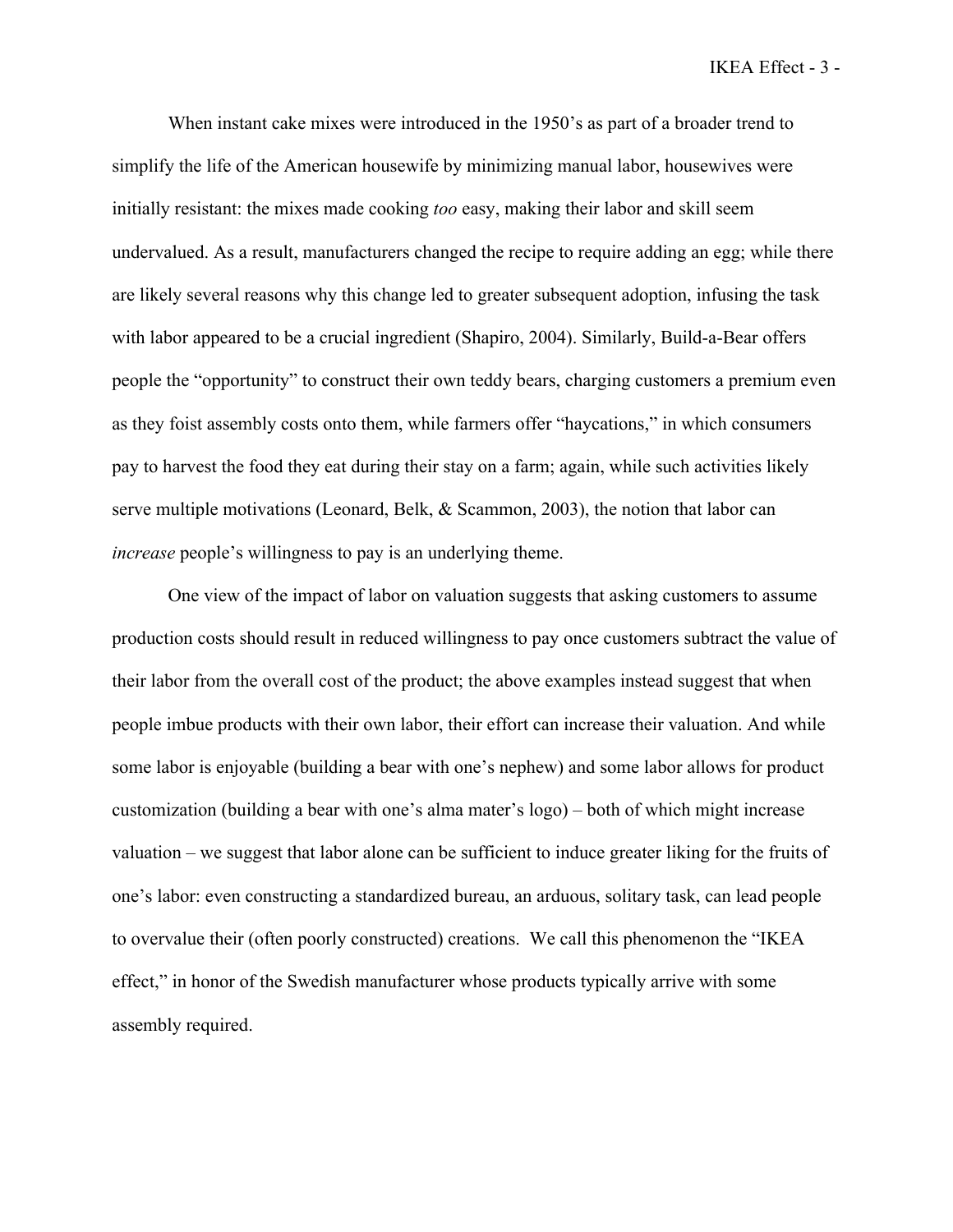When instant cake mixes were introduced in the 1950's as part of a broader trend to simplify the life of the American housewife by minimizing manual labor, housewives were initially resistant: the mixes made cooking *too* easy, making their labor and skill seem undervalued. As a result, manufacturers changed the recipe to require adding an egg; while there are likely several reasons why this change led to greater subsequent adoption, infusing the task with labor appeared to be a crucial ingredient (Shapiro, 2004). Similarly, Build-a-Bear offers people the "opportunity" to construct their own teddy bears, charging customers a premium even as they foist assembly costs onto them, while farmers offer "haycations," in which consumers pay to harvest the food they eat during their stay on a farm; again, while such activities likely serve multiple motivations (Leonard, Belk, & Scammon, 2003), the notion that labor can *increase* people's willingness to pay is an underlying theme.

One view of the impact of labor on valuation suggests that asking customers to assume production costs should result in reduced willingness to pay once customers subtract the value of their labor from the overall cost of the product; the above examples instead suggest that when people imbue products with their own labor, their effort can increase their valuation. And while some labor is enjoyable (building a bear with one's nephew) and some labor allows for product customization (building a bear with one's alma mater's logo) – both of which might increase valuation – we suggest that labor alone can be sufficient to induce greater liking for the fruits of one's labor: even constructing a standardized bureau, an arduous, solitary task, can lead people to overvalue their (often poorly constructed) creations. We call this phenomenon the "IKEA effect," in honor of the Swedish manufacturer whose products typically arrive with some assembly required.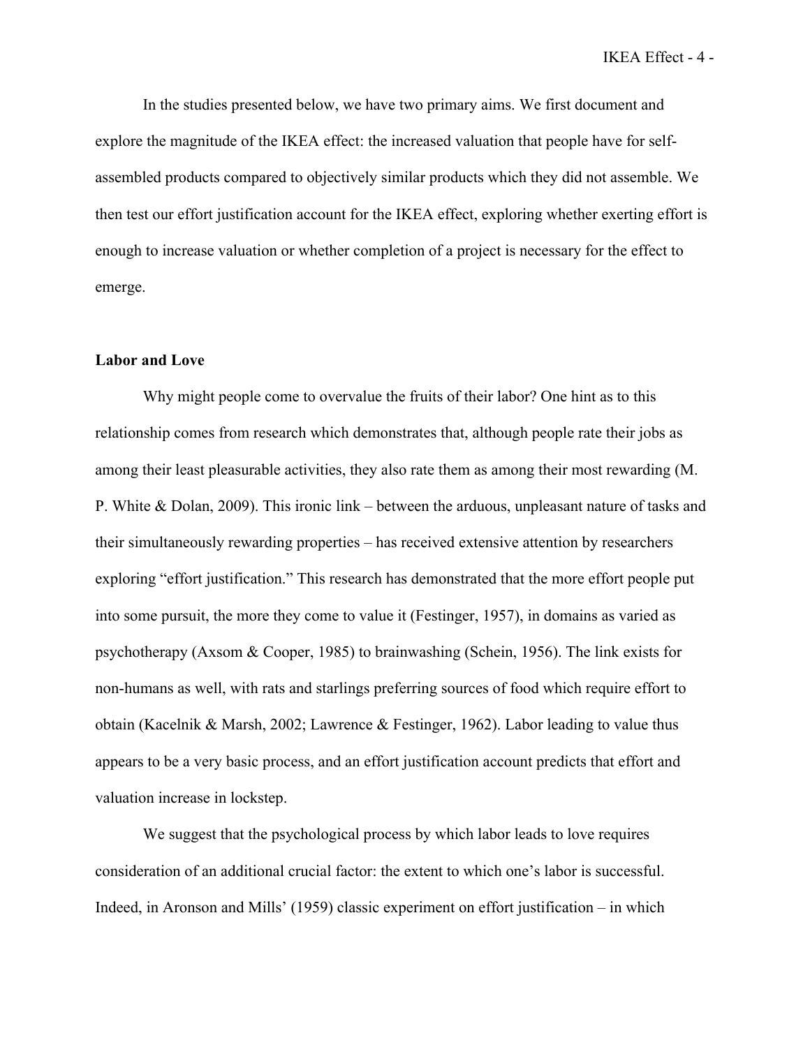In the studies presented below, we have two primary aims. We first document and explore the magnitude of the IKEA effect: the increased valuation that people have for self-assembled products compared to objectively similar products which they did not assemble. We then test our effort justification account for the IKEA effect, exploring whether exerting effort is enough to increase valuation or whether completion of a project is necessary for the effect to emerge.

**Labor and Love**

Why might people come to overvalue the fruits of their labor? One hint as to this relationship comes from research which demonstrates that, although people rate their jobs as among their least pleasurable activities, they also rate them as among their most rewarding (M. P. White & Dolan, 2009). This ironic link – between the arduous, unpleasant nature of tasks and their simultaneously rewarding properties – has received extensive attention by researchers exploring "effort justification." This research has demonstrated that the more effort people put into some pursuit, the more they come to value it (Festinger, 1957), in domains as varied as psychotherapy (Axsom & Cooper, 1985) to brainwashing (Schein, 1956). The link exists for non-humans as well, with rats and starlings preferring sources of food which require effort to obtain (Kacelnik & Marsh, 2002; Lawrence & Festinger, 1962). Labor leading to value thus appears to be a very basic process, and an effort justification account predicts that effort and valuation increase in lockstep.

We suggest that the psychological process by which labor leads to love requires consideration of an additional crucial factor: the extent to which one's labor is successful. Indeed, in Aronson and Mills' (1959) classic experiment on effort justification – in which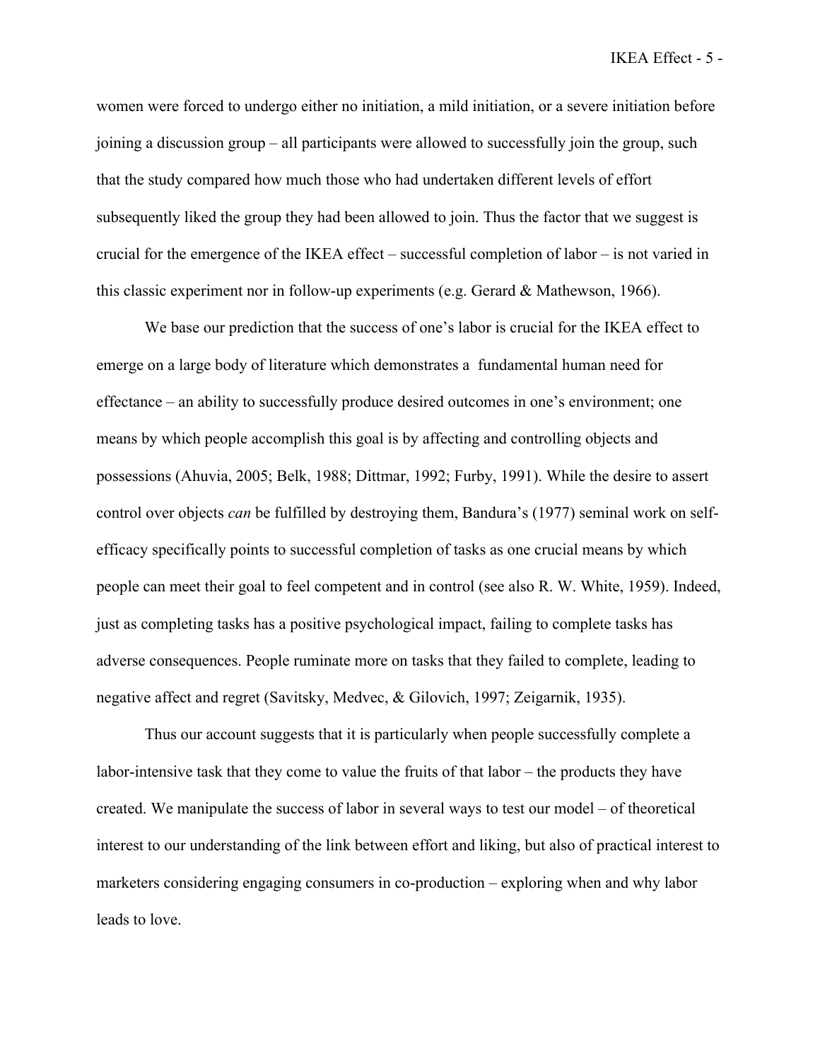women were forced to undergo either no initiation, a mild initiation, or a severe initiation before joining a discussion group – all participants were allowed to successfully join the group, such that the study compared how much those who had undertaken different levels of effort subsequently liked the group they had been allowed to join. Thus the factor that we suggest is crucial for the emergence of the IKEA effect – successful completion of labor – is not varied in this classic experiment nor in follow-up experiments (e.g. Gerard & Mathewson, 1966).

We base our prediction that the success of one's labor is crucial for the IKEA effect to emerge on a large body of literature which demonstrates a fundamental human need for effectance – an ability to successfully produce desired outcomes in one's environment; one means by which people accomplish this goal is by affecting and controlling objects and possessions (Ahuvia, 2005; Belk, 1988; Dittmar, 1992; Furby, 1991). While the desire to assert control over objects *can* be fulfilled by destroying them, Bandura's (1977) seminal work on self-efficacy specifically points to successful completion of tasks as one crucial means by which people can meet their goal to feel competent and in control (see also R. W. White, 1959). Indeed, just as completing tasks has a positive psychological impact, failing to complete tasks has adverse consequences. People ruminate more on tasks that they failed to complete, leading to negative affect and regret (Savitsky, Medvec, & Gilovich, 1997; Zeigarnik, 1935).

Thus our account suggests that it is particularly when people successfully complete a labor-intensive task that they come to value the fruits of that labor – the products they have created. We manipulate the success of labor in several ways to test our model – of theoretical interest to our understanding of the link between effort and liking, but also of practical interest to marketers considering engaging consumers in co-production – exploring when and why labor leads to love.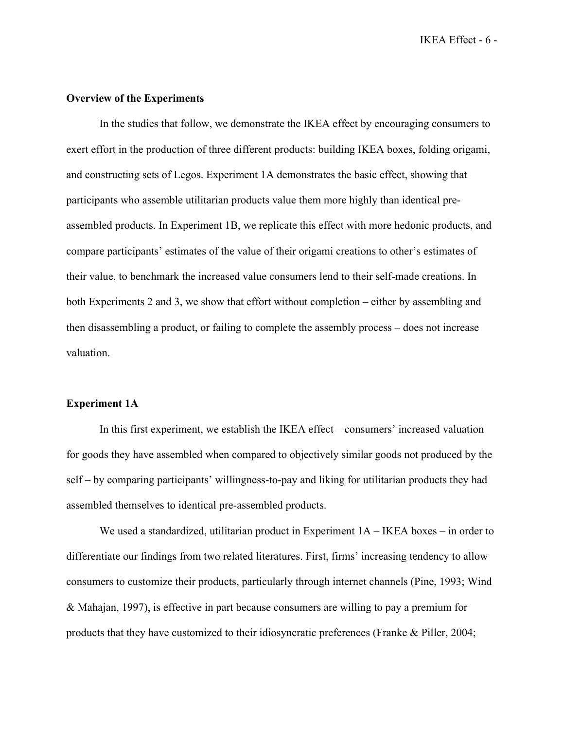**Overview of the Experiments**

In the studies that follow, we demonstrate the IKEA effect by encouraging consumers to exert effort in the production of three different products: building IKEA boxes, folding origami, and constructing sets of Legos. Experiment 1A demonstrates the basic effect, showing that participants who assemble utilitarian products value them more highly than identical pre-assembled products. In Experiment 1B, we replicate this effect with more hedonic products, and compare participants' estimates of the value of their origami creations to other's estimates of their value, to benchmark the increased value consumers lend to their self-made creations. In both Experiments 2 and 3, we show that effort without completion – either by assembling and then disassembling a product, or failing to complete the assembly process – does not increase valuation.

**Experiment 1A**

In this first experiment, we establish the IKEA effect – consumers' increased valuation for goods they have assembled when compared to objectively similar goods not produced by the self – by comparing participants' willingness-to-pay and liking for utilitarian products they had assembled themselves to identical pre-assembled products.

We used a standardized, utilitarian product in Experiment 1A – IKEA boxes – in order to differentiate our findings from two related literatures. First, firms' increasing tendency to allow consumers to customize their products, particularly through internet channels (Pine, 1993; Wind & Mahajan, 1997), is effective in part because consumers are willing to pay a premium for products that they have customized to their idiosyncratic preferences (Franke & Piller, 2004;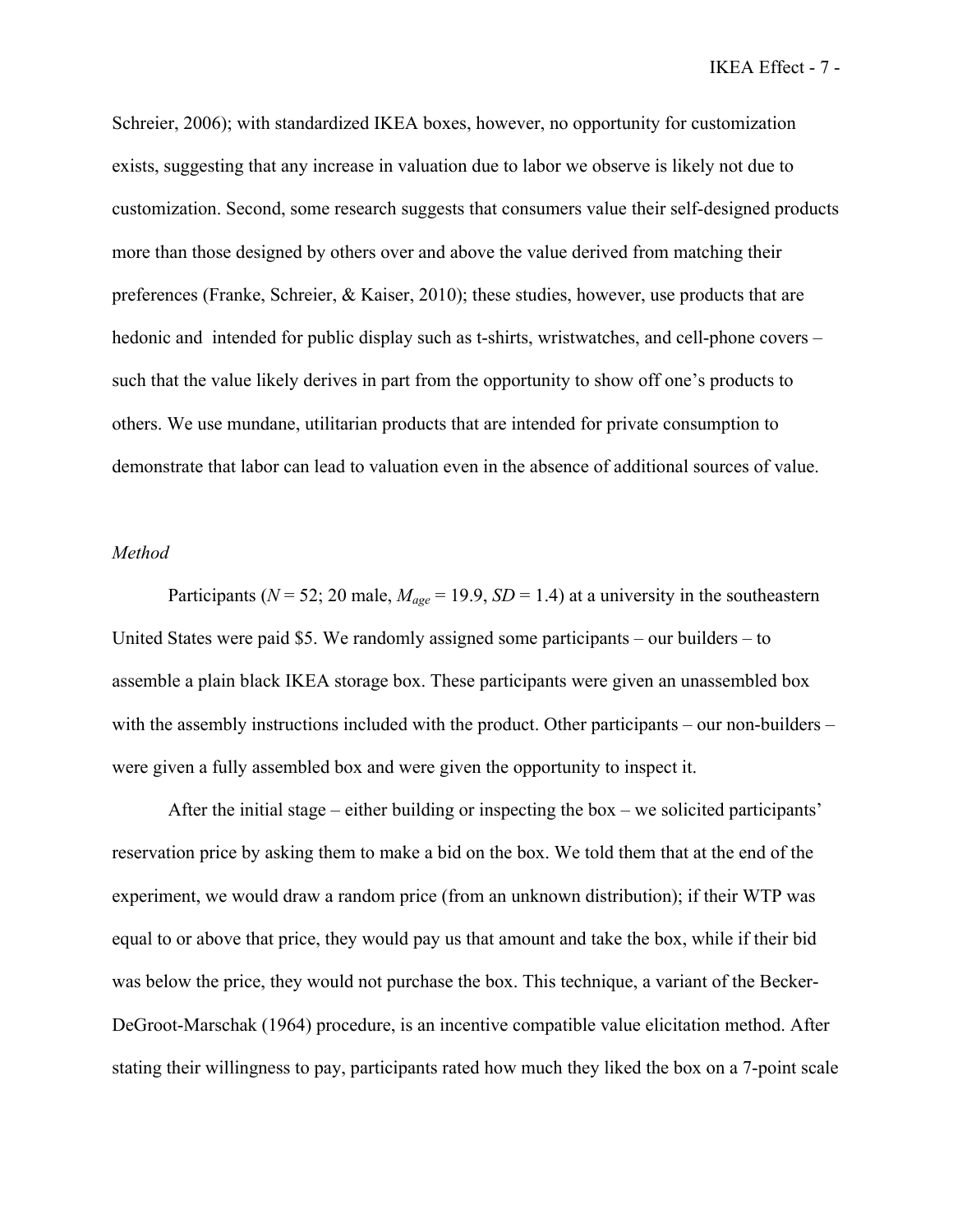Schreier, 2006); with standardized IKEA boxes, however, no opportunity for customization exists, suggesting that any increase in valuation due to labor we observe is likely not due to customization. Second, some research suggests that consumers value their self-designed products more than those designed by others over and above the value derived from matching their preferences (Franke, Schreier, & Kaiser, 2010); these studies, however, use products that are hedonic and intended for public display such as t-shirts, wristwatches, and cell-phone covers – such that the value likely derives in part from the opportunity to show off one's products to others. We use mundane, utilitarian products that are intended for private consumption to demonstrate that labor can lead to valuation even in the absence of additional sources of value.

*Method*

Participants ($N$ = 52; 20 male, $M_{age}$ = 19.9, $SD$ = 1.4) at a university in the southeastern United States were paid $5. We randomly assigned some participants – our builders – to assemble a plain black IKEA storage box. These participants were given an unassembled box with the assembly instructions included with the product. Other participants – our non-builders – were given a fully assembled box and were given the opportunity to inspect it.

After the initial stage – either building or inspecting the box – we solicited participants' reservation price by asking them to make a bid on the box. We told them that at the end of the experiment, we would draw a random price (from an unknown distribution); if their WTP was equal to or above that price, they would pay us that amount and take the box, while if their bid was below the price, they would not purchase the box. This technique, a variant of the Becker-DeGroot-Marschak (1964) procedure, is an incentive compatible value elicitation method. After stating their willingness to pay, participants rated how much they liked the box on a 7-point scale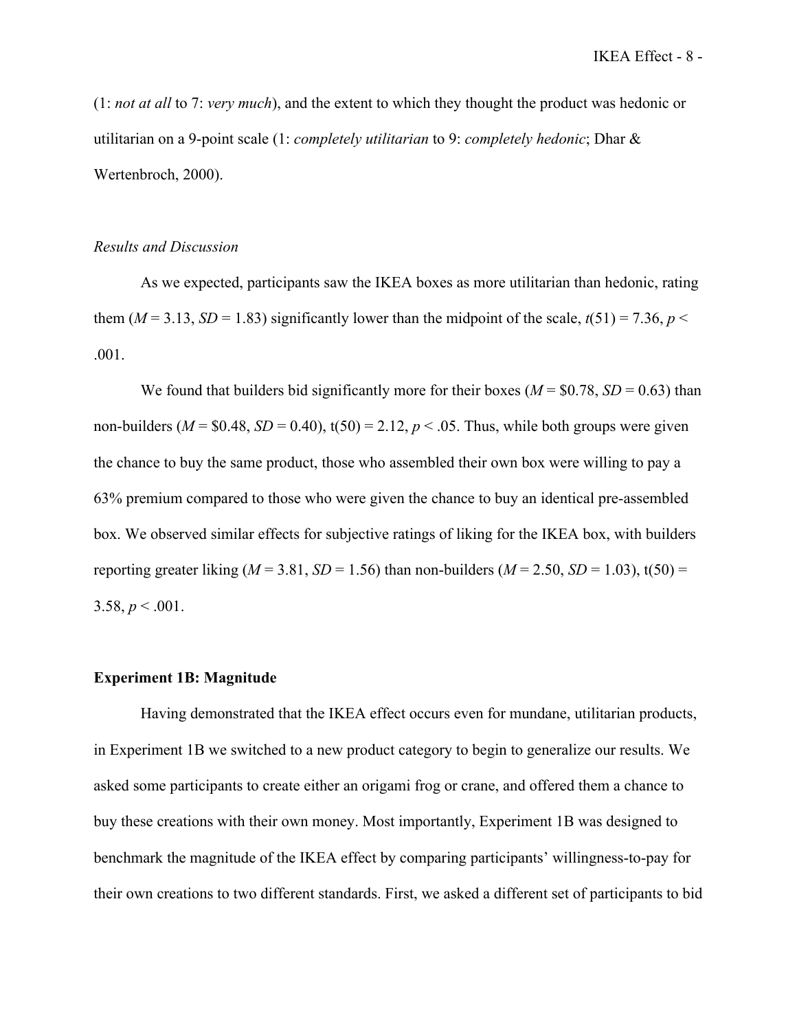(1: *not at all* to 7: *very much*), and the extent to which they thought the product was hedonic or utilitarian on a 9-point scale (1: *completely utilitarian* to 9: *completely hedonic*; Dhar & Wertenbroch, 2000).

### *Results and Discussion*

As we expected, participants saw the IKEA boxes as more utilitarian than hedonic, rating them ($M = 3.13$, $SD = 1.83$) significantly lower than the midpoint of the scale, $t(51) = 7.36$, $p < .001$.

We found that builders bid significantly more for their boxes ($M = \$0.78$, $SD = 0.63$) than non-builders ($M = \$0.48$, $SD = 0.40$), $t(50) = 2.12$, $p < .05$. Thus, while both groups were given the chance to buy the same product, those who assembled their own box were willing to pay a 63% premium compared to those who were given the chance to buy an identical pre-assembled box. We observed similar effects for subjective ratings of liking for the IKEA box, with builders reporting greater liking ($M = 3.81$, $SD = 1.56$) than non-builders ($M = 2.50$, $SD = 1.03$), $t(50) = 3.58$, $p < .001$.

## **Experiment 1B: Magnitude**

Having demonstrated that the IKEA effect occurs even for mundane, utilitarian products, in Experiment 1B we switched to a new product category to begin to generalize our results. We asked some participants to create either an origami frog or crane, and offered them a chance to buy these creations with their own money. Most importantly, Experiment 1B was designed to benchmark the magnitude of the IKEA effect by comparing participants' willingness-to-pay for their own creations to two different standards. First, we asked a different set of participants to bid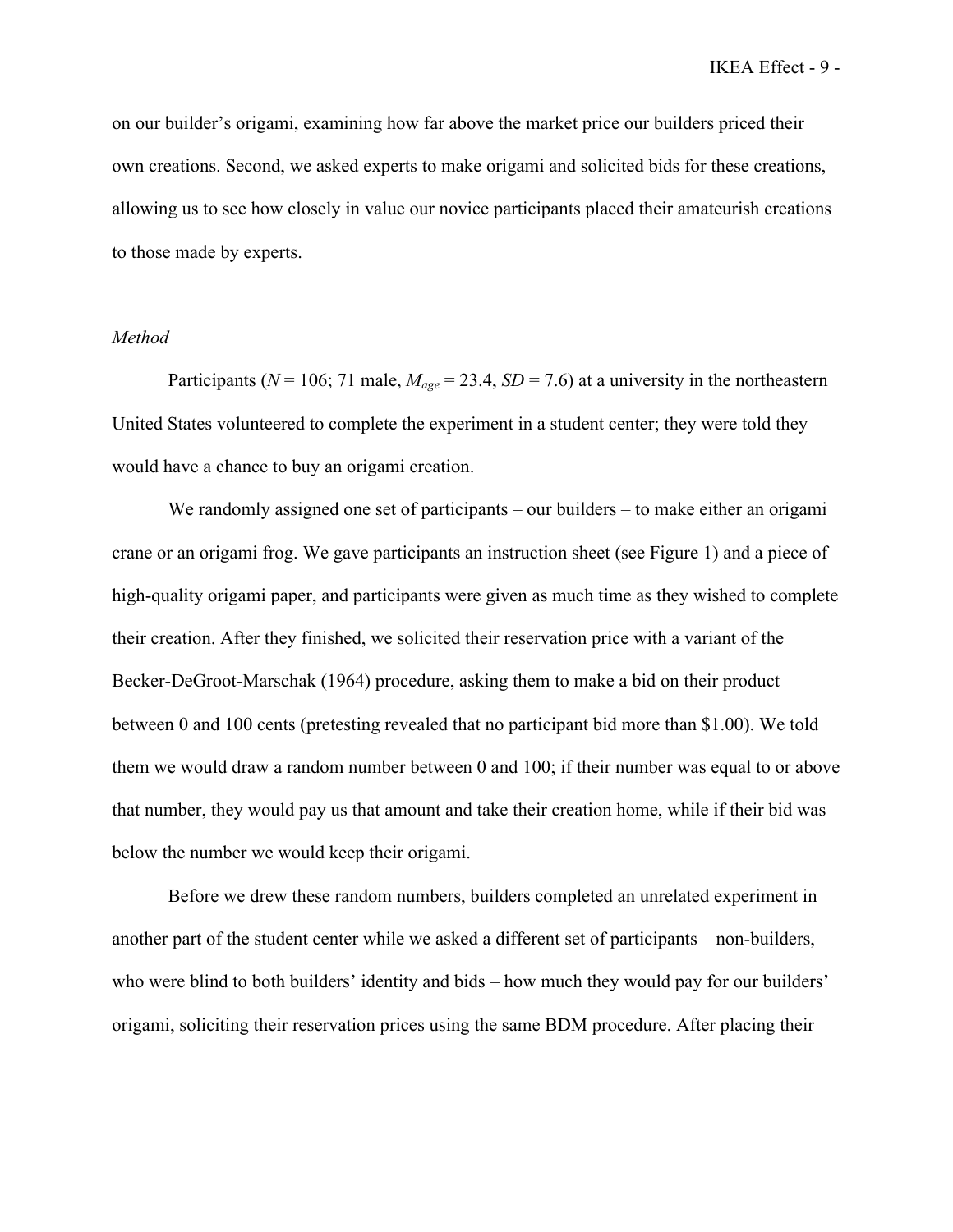on our builder's origami, examining how far above the market price our builders priced their own creations. Second, we asked experts to make origami and solicited bids for these creations, allowing us to see how closely in value our novice participants placed their amateurish creations to those made by experts.

*Method*

Participants ($N = 106$; 71 male, $M_{age} = 23.4$, $SD = 7.6$) at a university in the northeastern United States volunteered to complete the experiment in a student center; they were told they would have a chance to buy an origami creation.

We randomly assigned one set of participants – our builders – to make either an origami crane or an origami frog. We gave participants an instruction sheet (see Figure 1) and a piece of high-quality origami paper, and participants were given as much time as they wished to complete their creation. After they finished, we solicited their reservation price with a variant of the Becker-DeGroot-Marschak (1964) procedure, asking them to make a bid on their product between 0 and 100 cents (pretesting revealed that no participant bid more than $1.00). We told them we would draw a random number between 0 and 100; if their number was equal to or above that number, they would pay us that amount and take their creation home, while if their bid was below the number we would keep their origami.

Before we drew these random numbers, builders completed an unrelated experiment in another part of the student center while we asked a different set of participants – non-builders, who were blind to both builders' identity and bids – how much they would pay for our builders' origami, soliciting their reservation prices using the same BDM procedure. After placing their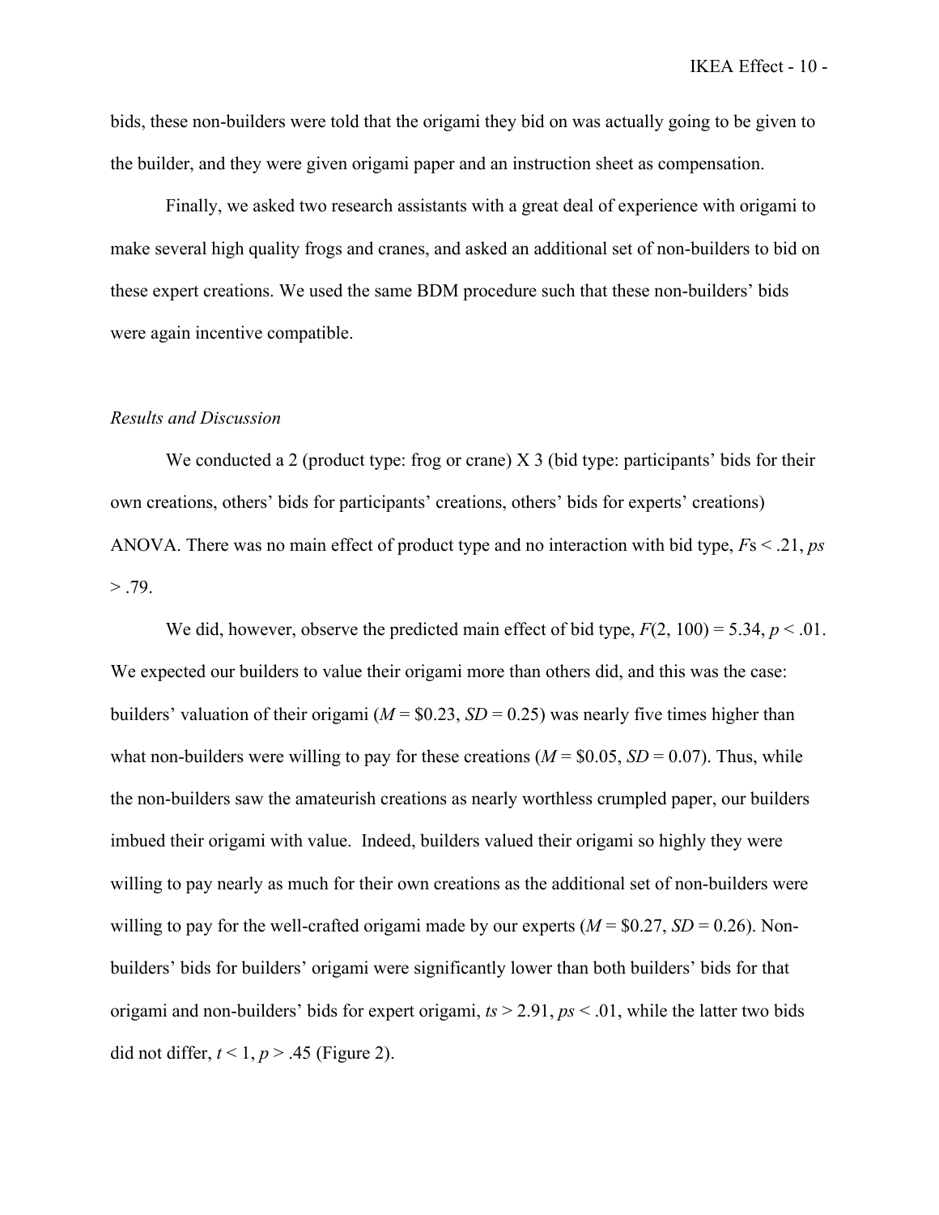bids, these non-builders were told that the origami they bid on was actually going to be given to the builder, and they were given origami paper and an instruction sheet as compensation.

Finally, we asked two research assistants with a great deal of experience with origami to make several high quality frogs and cranes, and asked an additional set of non-builders to bid on these expert creations. We used the same BDM procedure such that these non-builders' bids were again incentive compatible.

### *Results and Discussion*

We conducted a 2 (product type: frog or crane) X 3 (bid type: participants' bids for their own creations, others' bids for participants' creations, others' bids for experts' creations) ANOVA. There was no main effect of product type and no interaction with bid type, $F$s $< .21$, $ps > .79$.

We did, however, observe the predicted main effect of bid type, $F(2, 100) = 5.34$, $p < .01$. We expected our builders to value their origami more than others did, and this was the case: builders' valuation of their origami ($M$ = \$0.23, $SD$ = 0.25) was nearly five times higher than what non-builders were willing to pay for these creations ($M$ = \$0.05, $SD$ = 0.07). Thus, while the non-builders saw the amateurish creations as nearly worthless crumpled paper, our builders imbued their origami with value. Indeed, builders valued their origami so highly they were willing to pay nearly as much for their own creations as the additional set of non-builders were willing to pay for the well-crafted origami made by our experts ($M$ = \$0.27, $SD$ = 0.26). Non-builders' bids for builders' origami were significantly lower than both builders' bids for that origami and non-builders' bids for expert origami, $ts > 2.91$, $ps < .01$, while the latter two bids did not differ, $t < 1$, $p > .45$ (Figure 2).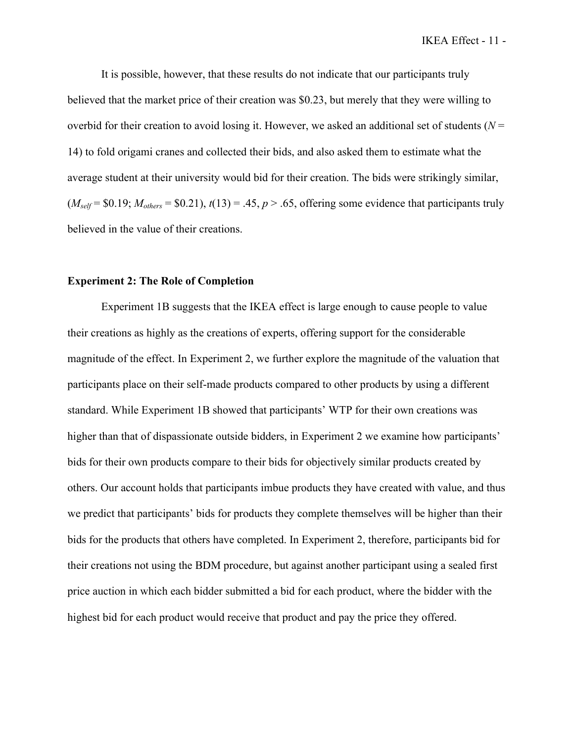It is possible, however, that these results do not indicate that our participants truly believed that the market price of their creation was $0.23, but merely that they were willing to overbid for their creation to avoid losing it. However, we asked an additional set of students ($N$ = 14) to fold origami cranes and collected their bids, and also asked them to estimate what the average student at their university would bid for their creation. The bids were strikingly similar, ($M_{self}$ = $0.19; $M_{others}$ = $0.21), $t(13) = .45$, $p > .65$, offering some evidence that participants truly believed in the value of their creations.

**Experiment 2: The Role of Completion**

Experiment 1B suggests that the IKEA effect is large enough to cause people to value their creations as highly as the creations of experts, offering support for the considerable magnitude of the effect. In Experiment 2, we further explore the magnitude of the valuation that participants place on their self-made products compared to other products by using a different standard. While Experiment 1B showed that participants' WTP for their own creations was higher than that of dispassionate outside bidders, in Experiment 2 we examine how participants' bids for their own products compare to their bids for objectively similar products created by others. Our account holds that participants imbue products they have created with value, and thus we predict that participants' bids for products they complete themselves will be higher than their bids for the products that others have completed. In Experiment 2, therefore, participants bid for their creations not using the BDM procedure, but against another participant using a sealed first price auction in which each bidder submitted a bid for each product, where the bidder with the highest bid for each product would receive that product and pay the price they offered.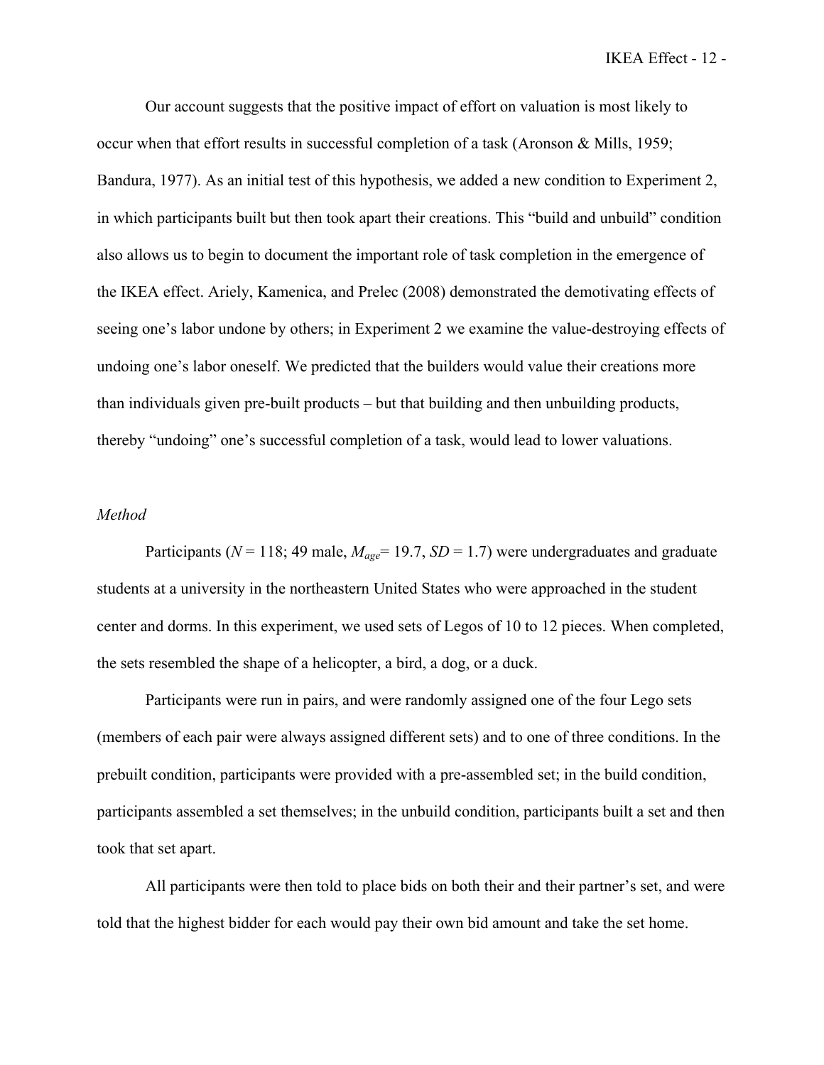Our account suggests that the positive impact of effort on valuation is most likely to occur when that effort results in successful completion of a task (Aronson & Mills, 1959; Bandura, 1977). As an initial test of this hypothesis, we added a new condition to Experiment 2, in which participants built but then took apart their creations. This “build and unbuild” condition also allows us to begin to document the important role of task completion in the emergence of the IKEA effect. Ariely, Kamenica, and Prelec (2008) demonstrated the demotivating effects of seeing one’s labor undone by others; in Experiment 2 we examine the value-destroying effects of undoing one’s labor oneself. We predicted that the builders would value their creations more than individuals given pre-built products – but that building and then unbuilding products, thereby “undoing” one’s successful completion of a task, would lead to lower valuations.

*Method*

Participants ($N = 118$; 49 male, $M_{age} = 19.7$, $SD = 1.7$) were undergraduates and graduate students at a university in the northeastern United States who were approached in the student center and dorms. In this experiment, we used sets of Legos of 10 to 12 pieces. When completed, the sets resembled the shape of a helicopter, a bird, a dog, or a duck.

Participants were run in pairs, and were randomly assigned one of the four Lego sets (members of each pair were always assigned different sets) and to one of three conditions. In the prebuilt condition, participants were provided with a pre-assembled set; in the build condition, participants assembled a set themselves; in the unbuild condition, participants built a set and then took that set apart.

All participants were then told to place bids on both their and their partner’s set, and were told that the highest bidder for each would pay their own bid amount and take the set home.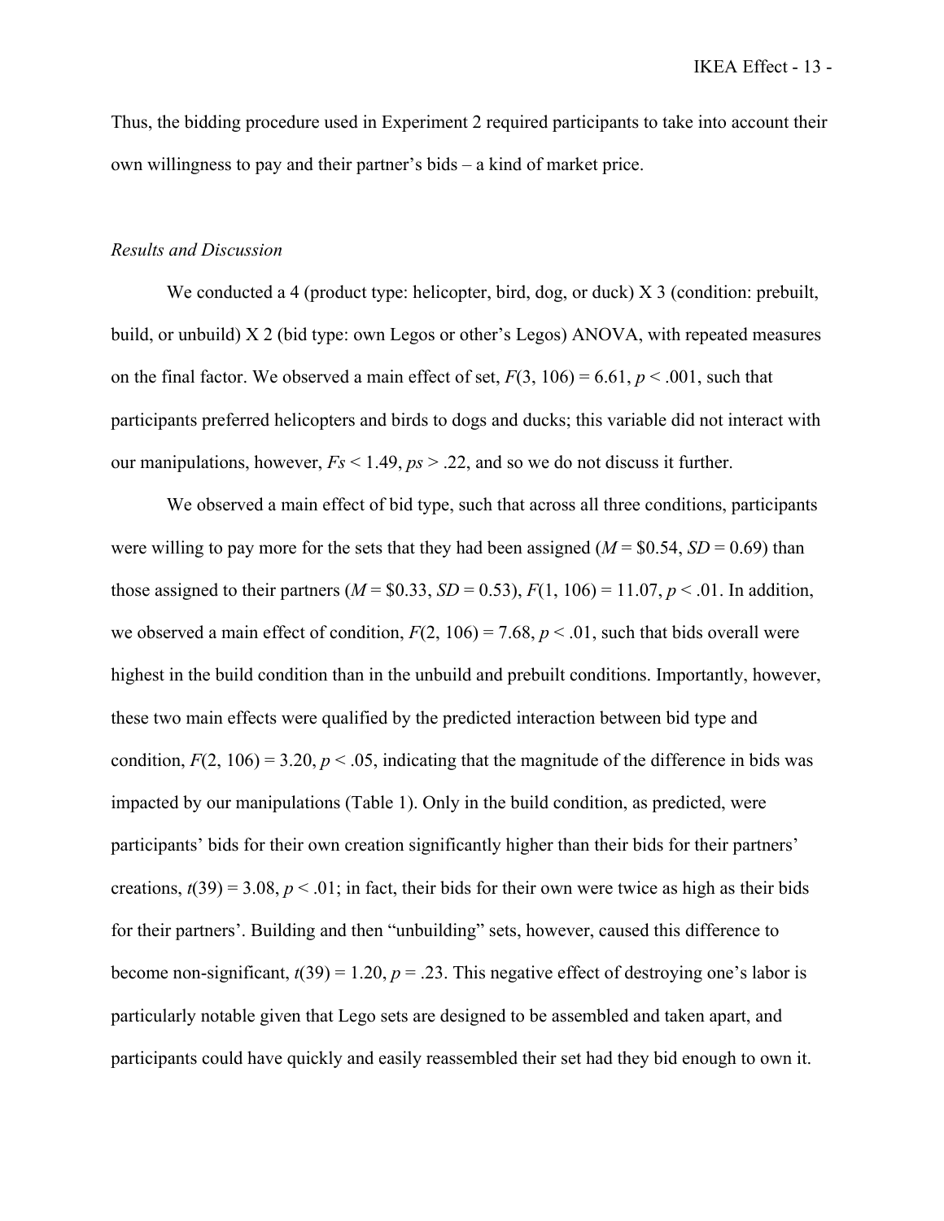Thus, the bidding procedure used in Experiment 2 required participants to take into account their own willingness to pay and their partner's bids – a kind of market price.

*Results and Discussion*

We conducted a 4 (product type: helicopter, bird, dog, or duck) X 3 (condition: prebuilt, build, or unbuild) X 2 (bid type: own Legos or other's Legos) ANOVA, with repeated measures on the final factor. We observed a main effect of set, $F(3, 106) = 6.61$, $p < .001$, such that participants preferred helicopters and birds to dogs and ducks; this variable did not interact with our manipulations, however, $Fs < 1.49$, $ps > .22$, and so we do not discuss it further.

We observed a main effect of bid type, such that across all three conditions, participants were willing to pay more for the sets that they had been assigned ($M$ = \$0.54, $SD$ = 0.69) than those assigned to their partners ($M$ = \$0.33, $SD$ = 0.53), $F(1, 106) = 11.07$, $p < .01$. In addition, we observed a main effect of condition, $F(2, 106) = 7.68$, $p < .01$, such that bids overall were highest in the build condition than in the unbuild and prebuilt conditions. Importantly, however, these two main effects were qualified by the predicted interaction between bid type and condition, $F(2, 106) = 3.20$, $p < .05$, indicating that the magnitude of the difference in bids was impacted by our manipulations (Table 1). Only in the build condition, as predicted, were participants' bids for their own creation significantly higher than their bids for their partners' creations, $t(39) = 3.08$, $p < .01$; in fact, their bids for their own were twice as high as their bids for their partners'. Building and then "unbuilding" sets, however, caused this difference to become non-significant, $t(39) = 1.20$, $p = .23$. This negative effect of destroying one's labor is particularly notable given that Lego sets are designed to be assembled and taken apart, and participants could have quickly and easily reassembled their set had they bid enough to own it.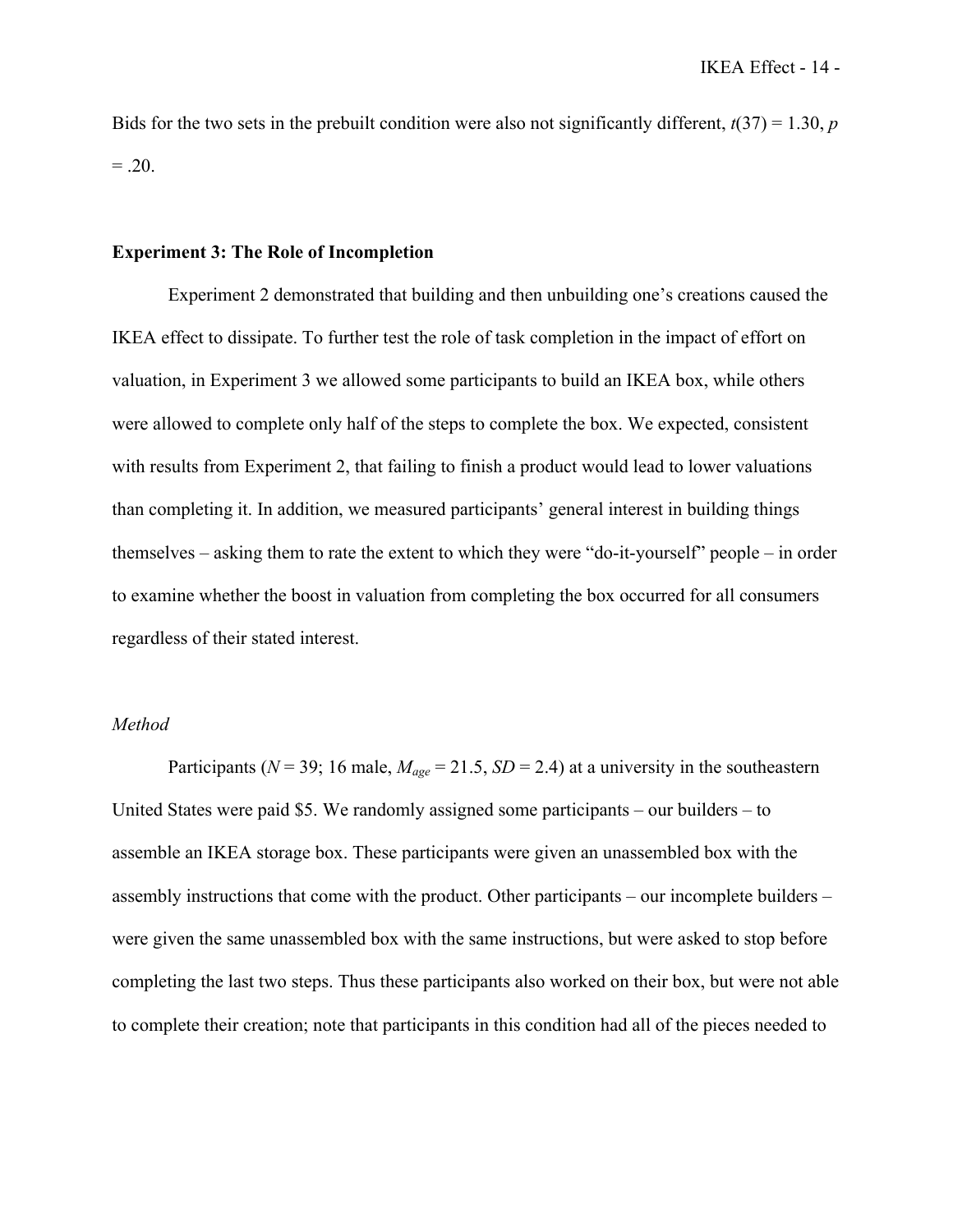Bids for the two sets in the prebuilt condition were also not significantly different, $t(37) = 1.30$, $p = .20$.

## Experiment 3: The Role of Incompletion

Experiment 2 demonstrated that building and then unbuilding one's creations caused the IKEA effect to dissipate. To further test the role of task completion in the impact of effort on valuation, in Experiment 3 we allowed some participants to build an IKEA box, while others were allowed to complete only half of the steps to complete the box. We expected, consistent with results from Experiment 2, that failing to finish a product would lead to lower valuations than completing it. In addition, we measured participants' general interest in building things themselves – asking them to rate the extent to which they were "do-it-yourself" people – in order to examine whether the boost in valuation from completing the box occurred for all consumers regardless of their stated interest.

### *Method*

Participants ($N = 39$; 16 male, $M_{age} = 21.5$, $SD = 2.4$) at a university in the southeastern United States were paid \$5. We randomly assigned some participants – our builders – to assemble an IKEA storage box. These participants were given an unassembled box with the assembly instructions that come with the product. Other participants – our incomplete builders – were given the same unassembled box with the same instructions, but were asked to stop before completing the last two steps. Thus these participants also worked on their box, but were not able to complete their creation; note that participants in this condition had all of the pieces needed to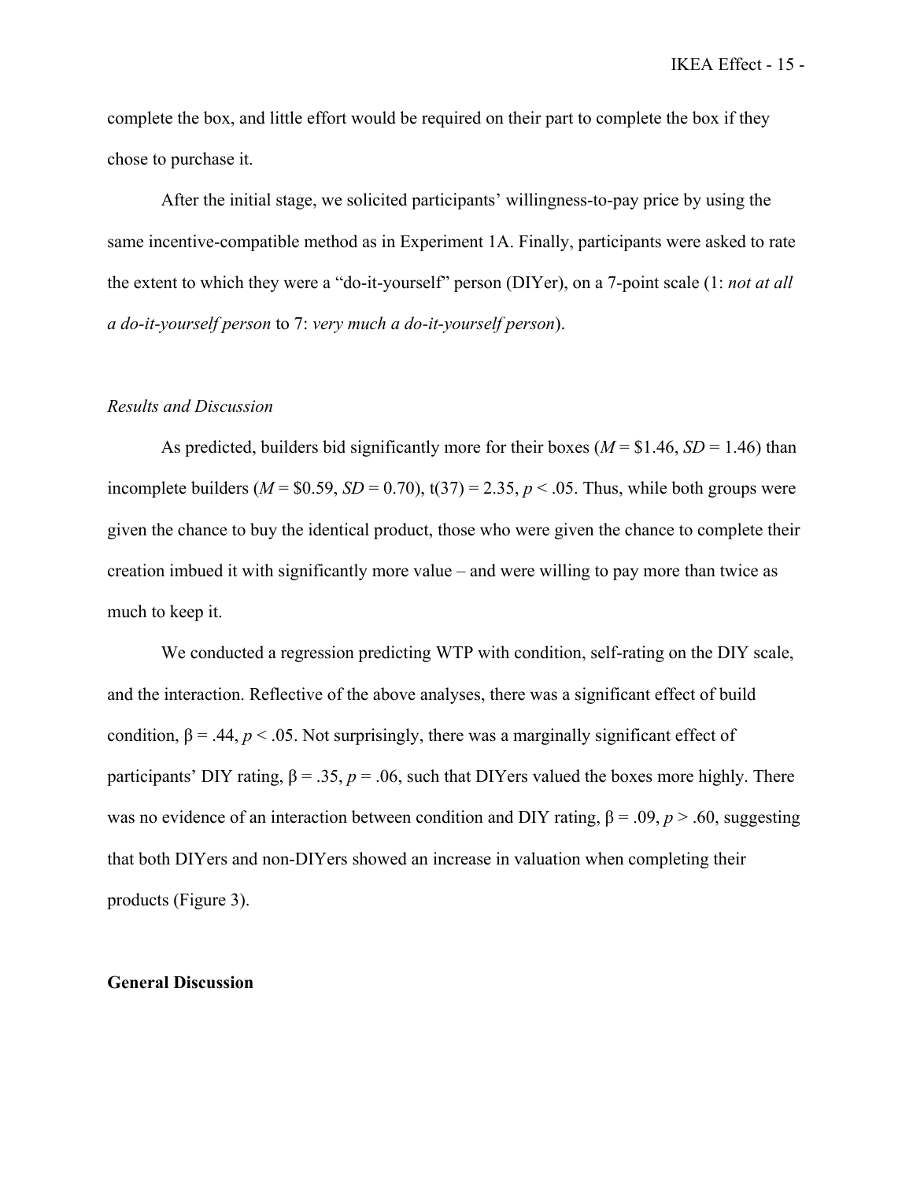complete the box, and little effort would be required on their part to complete the box if they chose to purchase it.

After the initial stage, we solicited participants' willingness-to-pay price by using the same incentive-compatible method as in Experiment 1A. Finally, participants were asked to rate the extent to which they were a "do-it-yourself" person (DIYer), on a 7-point scale (1: *not at all a do-it-yourself person* to 7: *very much a do-it-yourself person*).

### *Results and Discussion*

As predicted, builders bid significantly more for their boxes ($M$ = \$1.46, $SD$ = 1.46) than incomplete builders ($M$ = \$0.59, $SD$ = 0.70), $t(37) = 2.35$, $p < .05$. Thus, while both groups were given the chance to buy the identical product, those who were given the chance to complete their creation imbued it with significantly more value – and were willing to pay more than twice as much to keep it.

We conducted a regression predicting WTP with condition, self-rating on the DIY scale, and the interaction. Reflective of the above analyses, there was a significant effect of build condition, $\beta = .44$, $p < .05$. Not surprisingly, there was a marginally significant effect of participants' DIY rating, $\beta = .35$, $p = .06$, such that DIYers valued the boxes more highly. There was no evidence of an interaction between condition and DIY rating, $\beta = .09$, $p > .60$, suggesting that both DIYers and non-DIYers showed an increase in valuation when completing their products (Figure 3).

## General Discussion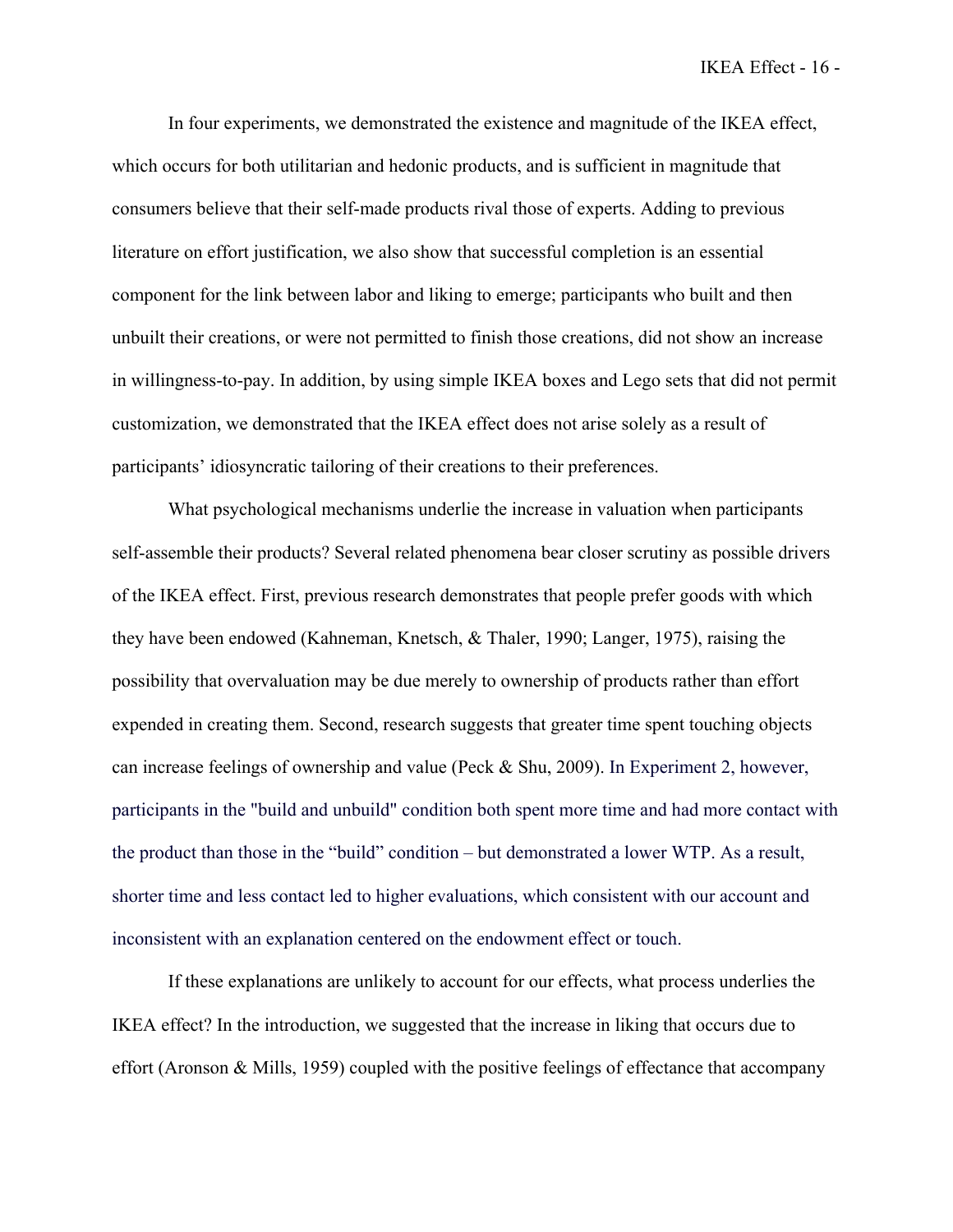In four experiments, we demonstrated the existence and magnitude of the IKEA effect, which occurs for both utilitarian and hedonic products, and is sufficient in magnitude that consumers believe that their self-made products rival those of experts. Adding to previous literature on effort justification, we also show that successful completion is an essential component for the link between labor and liking to emerge; participants who built and then unbuilt their creations, or were not permitted to finish those creations, did not show an increase in willingness-to-pay. In addition, by using simple IKEA boxes and Lego sets that did not permit customization, we demonstrated that the IKEA effect does not arise solely as a result of participants' idiosyncratic tailoring of their creations to their preferences.

What psychological mechanisms underlie the increase in valuation when participants self-assemble their products? Several related phenomena bear closer scrutiny as possible drivers of the IKEA effect. First, previous research demonstrates that people prefer goods with which they have been endowed (Kahneman, Knetsch, & Thaler, 1990; Langer, 1975), raising the possibility that overvaluation may be due merely to ownership of products rather than effort expended in creating them. Second, research suggests that greater time spent touching objects can increase feelings of ownership and value (Peck & Shu, 2009). In Experiment 2, however, participants in the "build and unbuild" condition both spent more time and had more contact with the product than those in the "build" condition – but demonstrated a lower WTP. As a result, shorter time and less contact led to higher evaluations, which consistent with our account and inconsistent with an explanation centered on the endowment effect or touch.

If these explanations are unlikely to account for our effects, what process underlies the IKEA effect? In the introduction, we suggested that the increase in liking that occurs due to effort (Aronson & Mills, 1959) coupled with the positive feelings of effectance that accompany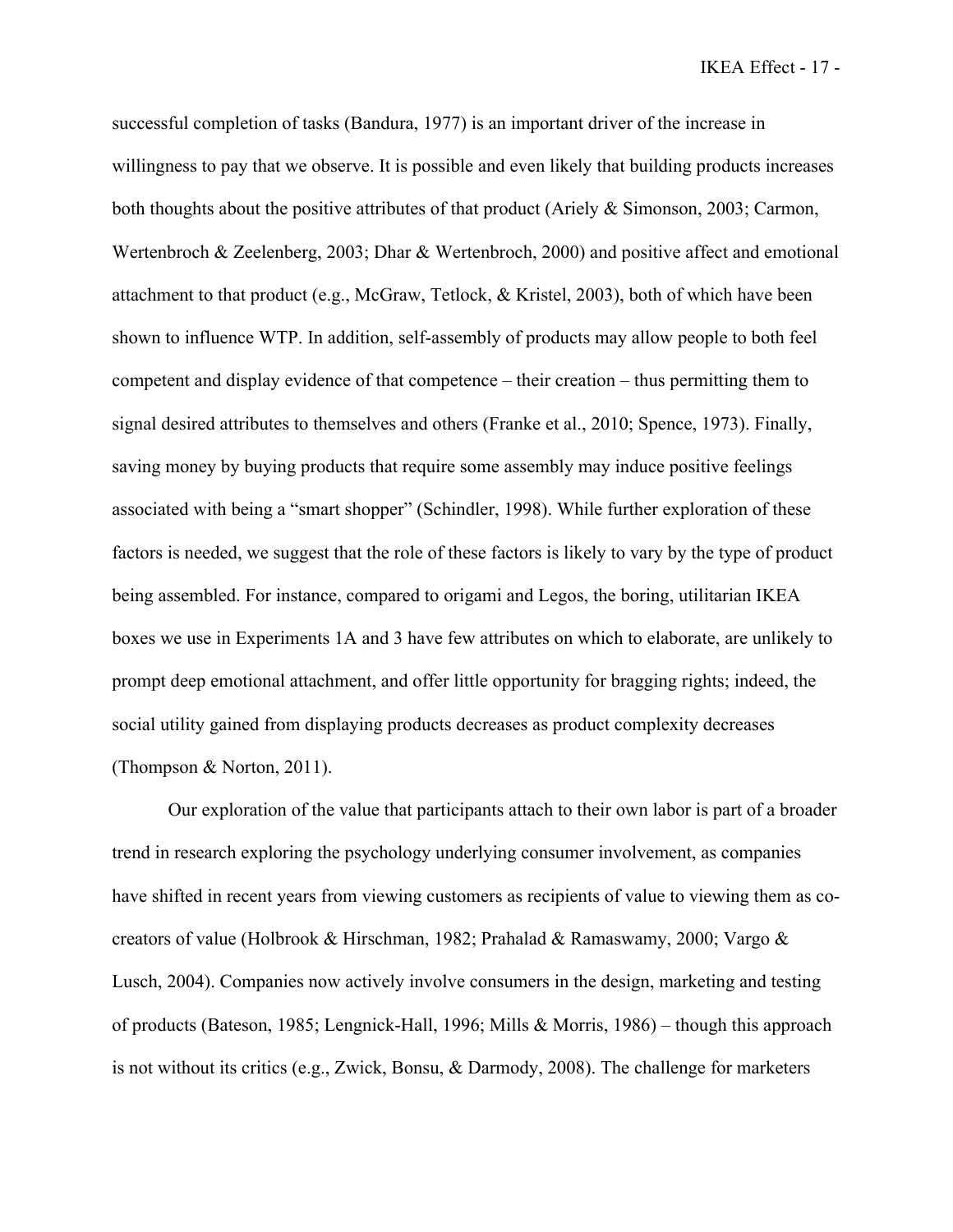successful completion of tasks (Bandura, 1977) is an important driver of the increase in willingness to pay that we observe. It is possible and even likely that building products increases both thoughts about the positive attributes of that product (Ariely & Simonson, 2003; Carmon, Wertenbroch & Zeelenberg, 2003; Dhar & Wertenbroch, 2000) and positive affect and emotional attachment to that product (e.g., McGraw, Tetlock, & Kristel, 2003), both of which have been shown to influence WTP. In addition, self-assembly of products may allow people to both feel competent and display evidence of that competence – their creation – thus permitting them to signal desired attributes to themselves and others (Franke et al., 2010; Spence, 1973). Finally, saving money by buying products that require some assembly may induce positive feelings associated with being a "smart shopper" (Schindler, 1998). While further exploration of these factors is needed, we suggest that the role of these factors is likely to vary by the type of product being assembled. For instance, compared to origami and Legos, the boring, utilitarian IKEA boxes we use in Experiments 1A and 3 have few attributes on which to elaborate, are unlikely to prompt deep emotional attachment, and offer little opportunity for bragging rights; indeed, the social utility gained from displaying products decreases as product complexity decreases (Thompson & Norton, 2011).

Our exploration of the value that participants attach to their own labor is part of a broader trend in research exploring the psychology underlying consumer involvement, as companies have shifted in recent years from viewing customers as recipients of value to viewing them as co-creators of value (Holbrook & Hirschman, 1982; Prahalad & Ramaswamy, 2000; Vargo & Lusch, 2004). Companies now actively involve consumers in the design, marketing and testing of products (Bateson, 1985; Lengnick-Hall, 1996; Mills & Morris, 1986) – though this approach is not without its critics (e.g., Zwick, Bonsu, & Darmody, 2008). The challenge for marketers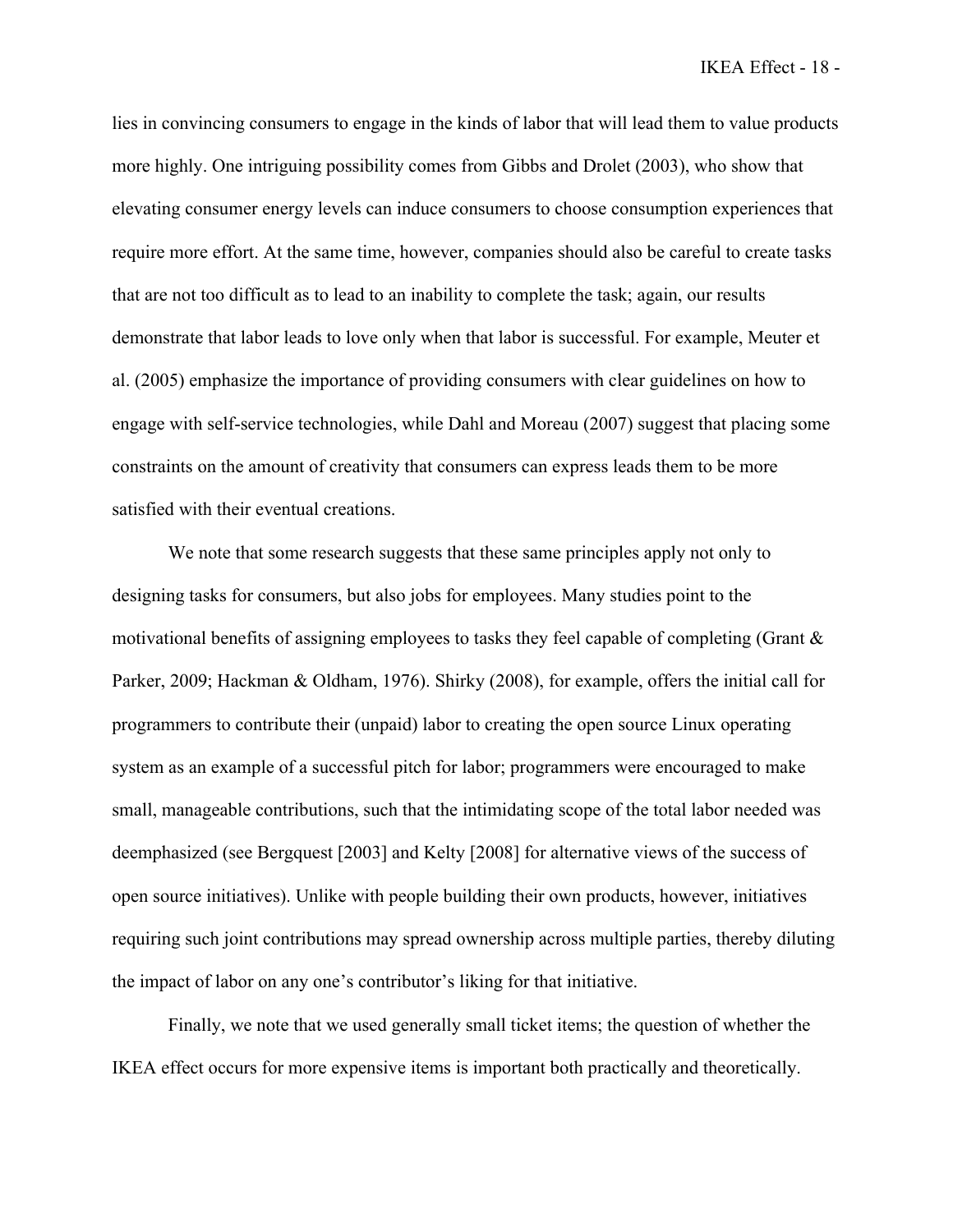lies in convincing consumers to engage in the kinds of labor that will lead them to value products more highly. One intriguing possibility comes from Gibbs and Drolet (2003), who show that elevating consumer energy levels can induce consumers to choose consumption experiences that require more effort. At the same time, however, companies should also be careful to create tasks that are not too difficult as to lead to an inability to complete the task; again, our results demonstrate that labor leads to love only when that labor is successful. For example, Meuter et al. (2005) emphasize the importance of providing consumers with clear guidelines on how to engage with self-service technologies, while Dahl and Moreau (2007) suggest that placing some constraints on the amount of creativity that consumers can express leads them to be more satisfied with their eventual creations.

We note that some research suggests that these same principles apply not only to designing tasks for consumers, but also jobs for employees. Many studies point to the motivational benefits of assigning employees to tasks they feel capable of completing (Grant & Parker, 2009; Hackman & Oldham, 1976). Shirky (2008), for example, offers the initial call for programmers to contribute their (unpaid) labor to creating the open source Linux operating system as an example of a successful pitch for labor; programmers were encouraged to make small, manageable contributions, such that the intimidating scope of the total labor needed was deemphasized (see Bergquest [2003] and Kelty [2008] for alternative views of the success of open source initiatives). Unlike with people building their own products, however, initiatives requiring such joint contributions may spread ownership across multiple parties, thereby diluting the impact of labor on any one's contributor's liking for that initiative.

Finally, we note that we used generally small ticket items; the question of whether the IKEA effect occurs for more expensive items is important both practically and theoretically.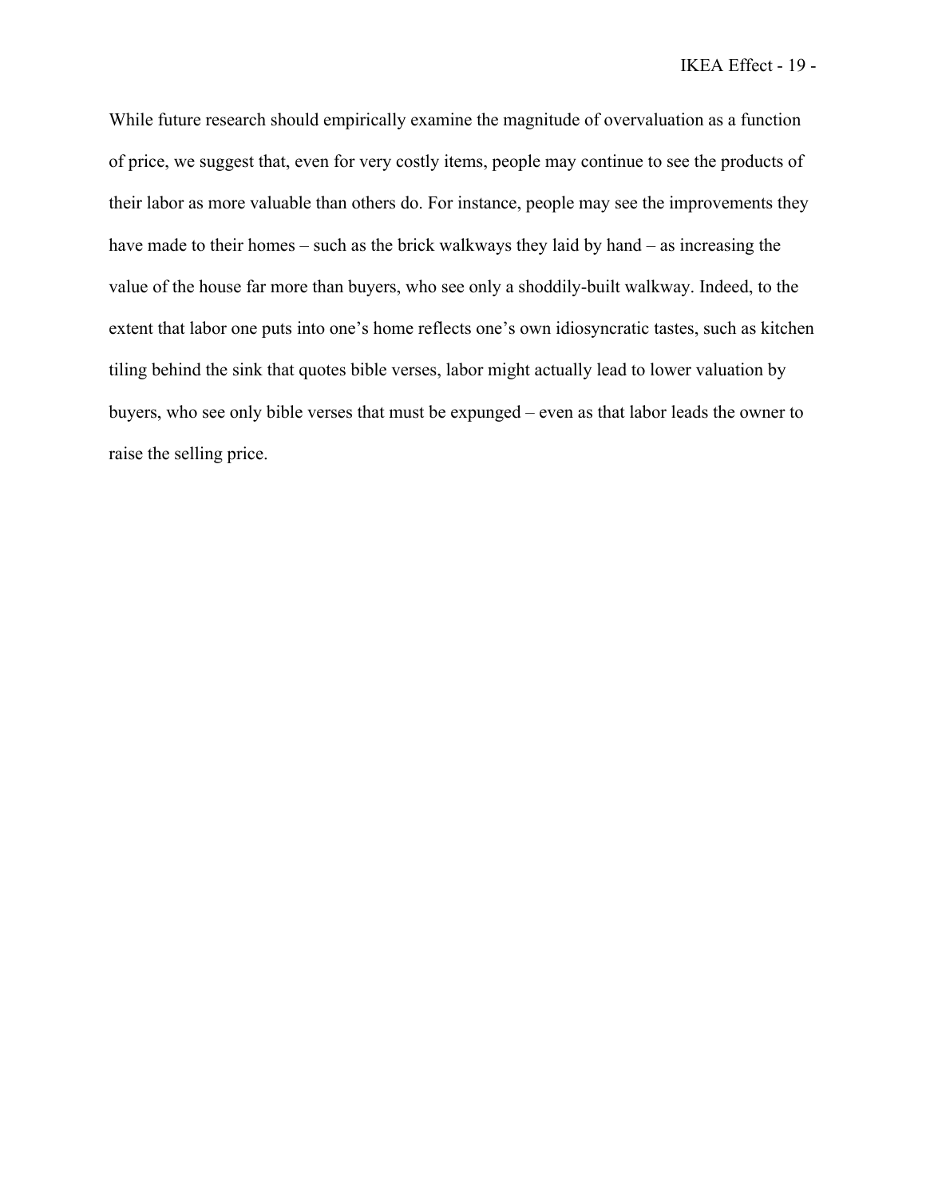While future research should empirically examine the magnitude of overvaluation as a function of price, we suggest that, even for very costly items, people may continue to see the products of their labor as more valuable than others do. For instance, people may see the improvements they have made to their homes – such as the brick walkways they laid by hand – as increasing the value of the house far more than buyers, who see only a shoddily-built walkway. Indeed, to the extent that labor one puts into one's home reflects one's own idiosyncratic tastes, such as kitchen tiling behind the sink that quotes bible verses, labor might actually lead to lower valuation by buyers, who see only bible verses that must be expunged – even as that labor leads the owner to raise the selling price.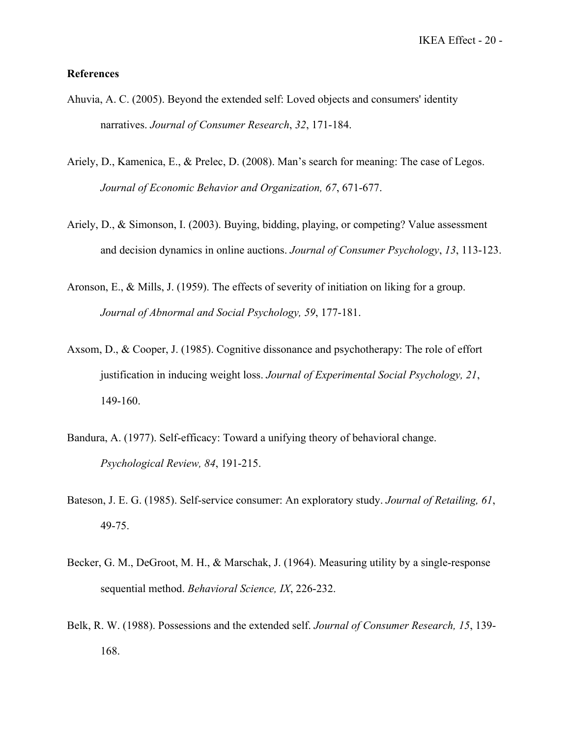**References**

Ahuvia, A. C. (2005). Beyond the extended self: Loved objects and consumers' identity narratives. *Journal of Consumer Research*, *32*, 171-184.

Ariely, D., Kamenica, E., & Prelec, D. (2008). Man's search for meaning: The case of Legos. *Journal of Economic Behavior and Organization, 67*, 671-677.

Ariely, D., & Simonson, I. (2003). Buying, bidding, playing, or competing? Value assessment and decision dynamics in online auctions. *Journal of Consumer Psychology*, *13*, 113-123.

Aronson, E., & Mills, J. (1959). The effects of severity of initiation on liking for a group. *Journal of Abnormal and Social Psychology, 59*, 177-181.

Axsom, D., & Cooper, J. (1985). Cognitive dissonance and psychotherapy: The role of effort justification in inducing weight loss. *Journal of Experimental Social Psychology, 21*, 149-160.

Bandura, A. (1977). Self-efficacy: Toward a unifying theory of behavioral change. *Psychological Review, 84*, 191-215.

Bateson, J. E. G. (1985). Self-service consumer: An exploratory study. *Journal of Retailing, 61*, 49-75.

Becker, G. M., DeGroot, M. H., & Marschak, J. (1964). Measuring utility by a single-response sequential method. *Behavioral Science, IX*, 226-232.

Belk, R. W. (1988). Possessions and the extended self. *Journal of Consumer Research, 15*, 139-168.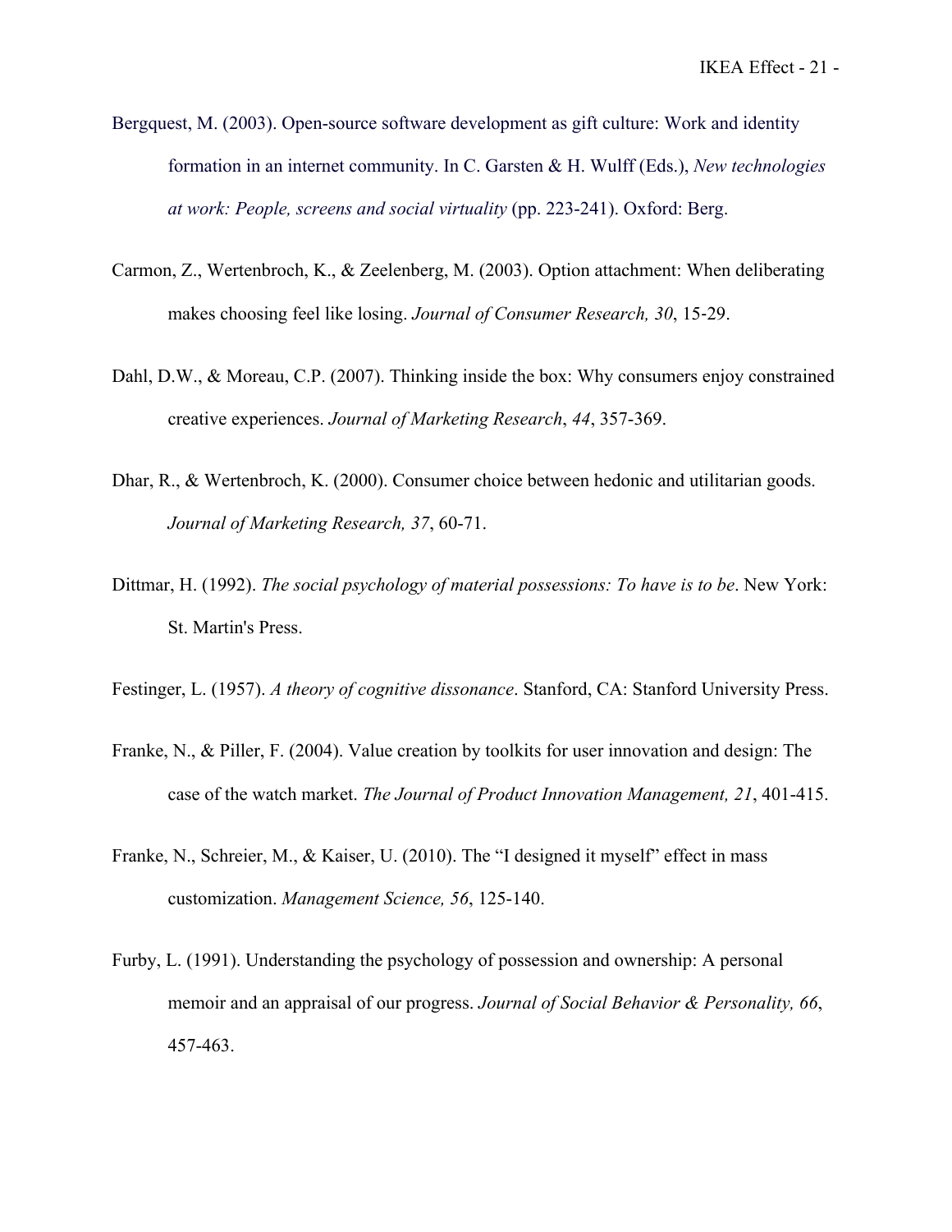Bergquest, M. (2003). Open-source software development as gift culture: Work and identity formation in an internet community. In C. Garsten & H. Wulff (Eds.), *New technologies at work: People, screens and social virtuality* (pp. 223-241). Oxford: Berg.

Carmon, Z., Wertenbroch, K., & Zeelenberg, M. (2003). Option attachment: When deliberating makes choosing feel like losing. *Journal of Consumer Research, 30*, 15-29.

Dahl, D.W., & Moreau, C.P. (2007). Thinking inside the box: Why consumers enjoy constrained creative experiences. *Journal of Marketing Research*, *44*, 357-369.

Dhar, R., & Wertenbroch, K. (2000). Consumer choice between hedonic and utilitarian goods. *Journal of Marketing Research, 37*, 60-71.

Dittmar, H. (1992). *The social psychology of material possessions: To have is to be*. New York: St. Martin's Press.

Festinger, L. (1957). *A theory of cognitive dissonance*. Stanford, CA: Stanford University Press.

Franke, N., & Piller, F. (2004). Value creation by toolkits for user innovation and design: The case of the watch market. *The Journal of Product Innovation Management, 21*, 401-415.

Franke, N., Schreier, M., & Kaiser, U. (2010). The "I designed it myself" effect in mass customization. *Management Science, 56*, 125-140.

Furby, L. (1991). Understanding the psychology of possession and ownership: A personal memoir and an appraisal of our progress. *Journal of Social Behavior & Personality, 66*, 457-463.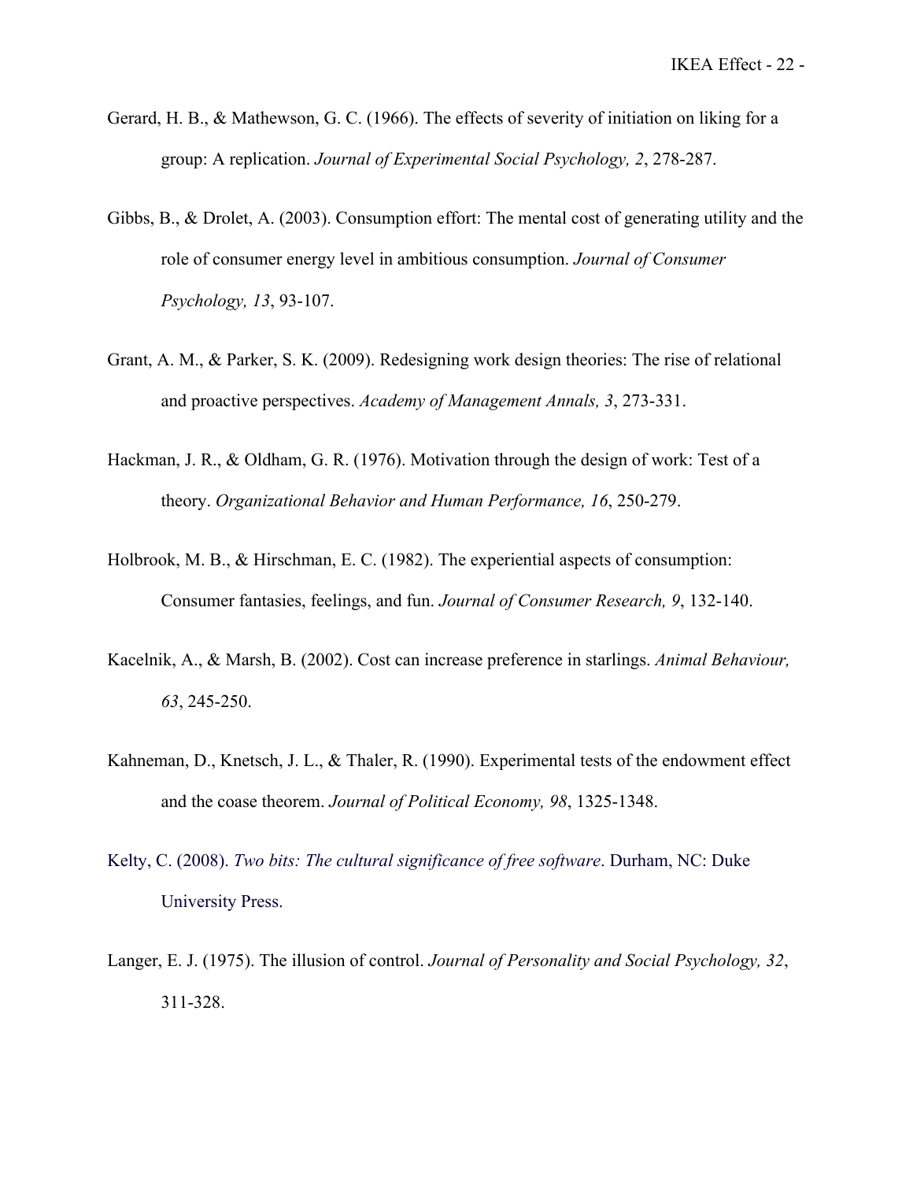Gerard, H. B., & Mathewson, G. C. (1966). The effects of severity of initiation on liking for a group: A replication. *Journal of Experimental Social Psychology, 2*, 278-287.

Gibbs, B., & Drolet, A. (2003). Consumption effort: The mental cost of generating utility and the role of consumer energy level in ambitious consumption. *Journal of Consumer Psychology, 13*, 93-107.

Grant, A. M., & Parker, S. K. (2009). Redesigning work design theories: The rise of relational and proactive perspectives. *Academy of Management Annals, 3*, 273-331.

Hackman, J. R., & Oldham, G. R. (1976). Motivation through the design of work: Test of a theory. *Organizational Behavior and Human Performance, 16*, 250-279.

Holbrook, M. B., & Hirschman, E. C. (1982). The experiential aspects of consumption: Consumer fantasies, feelings, and fun. *Journal of Consumer Research, 9*, 132-140.

Kacelnik, A., & Marsh, B. (2002). Cost can increase preference in starlings. *Animal Behaviour, 63*, 245-250.

Kahneman, D., Knetsch, J. L., & Thaler, R. (1990). Experimental tests of the endowment effect and the coase theorem. *Journal of Political Economy, 98*, 1325-1348.

Kelty, C. (2008). *Two bits: The cultural significance of free software*. Durham, NC: Duke University Press.

Langer, E. J. (1975). The illusion of control. *Journal of Personality and Social Psychology, 32*, 311-328.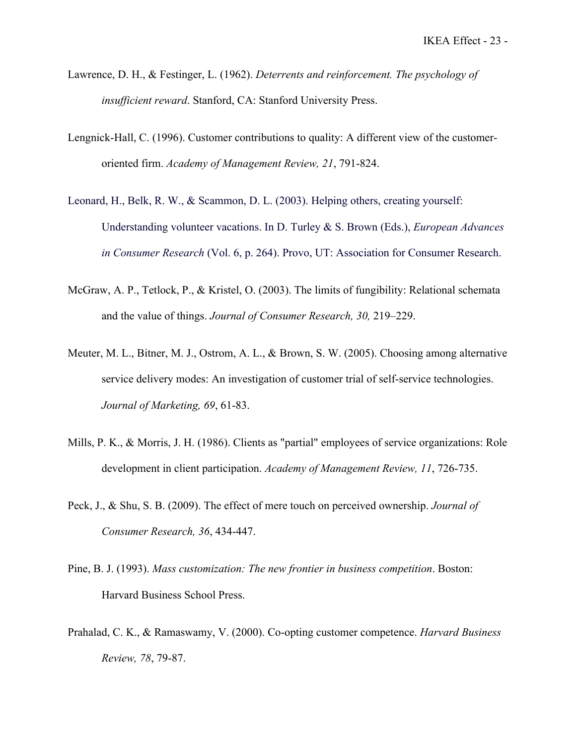Lawrence, D. H., & Festinger, L. (1962). *Deterrents and reinforcement. The psychology of insufficient reward*. Stanford, CA: Stanford University Press.

Lengnick-Hall, C. (1996). Customer contributions to quality: A different view of the customer-oriented firm. *Academy of Management Review, 21*, 791-824.

Leonard, H., Belk, R. W., & Scammon, D. L. (2003). Helping others, creating yourself: Understanding volunteer vacations. In D. Turley & S. Brown (Eds.), *European Advances in Consumer Research* (Vol. 6, p. 264). Provo, UT: Association for Consumer Research.

McGraw, A. P., Tetlock, P., & Kristel, O. (2003). The limits of fungibility: Relational schemata and the value of things. *Journal of Consumer Research, 30,* 219–229.

Meuter, M. L., Bitner, M. J., Ostrom, A. L., & Brown, S. W. (2005). Choosing among alternative service delivery modes: An investigation of customer trial of self-service technologies. *Journal of Marketing, 69*, 61-83.

Mills, P. K., & Morris, J. H. (1986). Clients as "partial" employees of service organizations: Role development in client participation. *Academy of Management Review, 11*, 726-735.

Peck, J., & Shu, S. B. (2009). The effect of mere touch on perceived ownership. *Journal of Consumer Research, 36*, 434-447.

Pine, B. J. (1993). *Mass customization: The new frontier in business competition*. Boston: Harvard Business School Press.

Prahalad, C. K., & Ramaswamy, V. (2000). Co-opting customer competence. *Harvard Business Review, 78*, 79-87.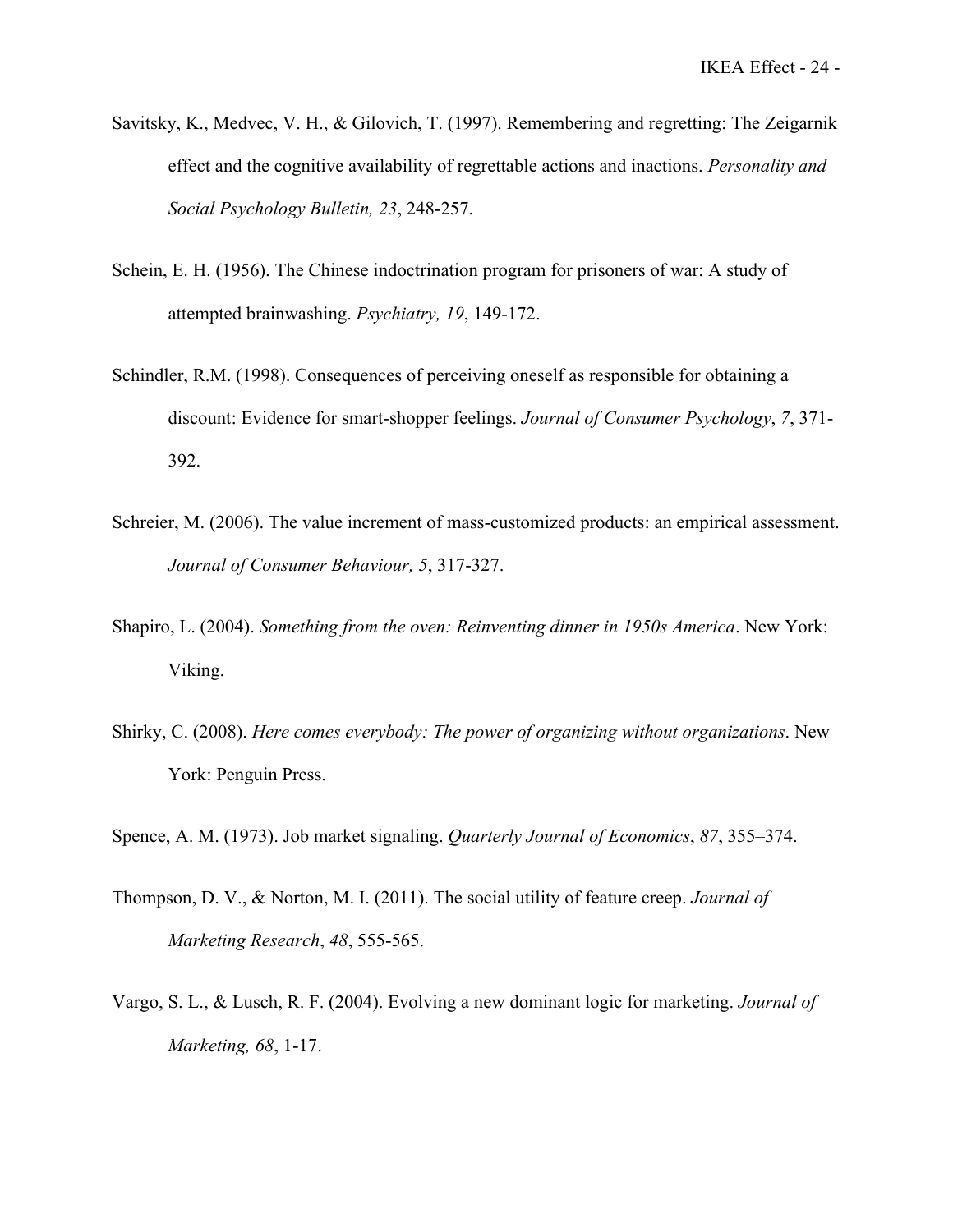Savitsky, K., Medvec, V. H., & Gilovich, T. (1997). Remembering and regretting: The Zeigarnik effect and the cognitive availability of regrettable actions and inactions. *Personality and Social Psychology Bulletin, 23*, 248-257.

Schein, E. H. (1956). The Chinese indoctrination program for prisoners of war: A study of attempted brainwashing. *Psychiatry, 19*, 149-172.

Schindler, R.M. (1998). Consequences of perceiving oneself as responsible for obtaining a discount: Evidence for smart-shopper feelings. *Journal of Consumer Psychology*, *7*, 371-392.

Schreier, M. (2006). The value increment of mass-customized products: an empirical assessment. *Journal of Consumer Behaviour, 5*, 317-327.

Shapiro, L. (2004). *Something from the oven: Reinventing dinner in 1950s America*. New York: Viking.

Shirky, C. (2008). *Here comes everybody: The power of organizing without organizations*. New York: Penguin Press.

Spence, A. M. (1973). Job market signaling. *Quarterly Journal of Economics*, *87*, 355–374.

Thompson, D. V., & Norton, M. I. (2011). The social utility of feature creep. *Journal of Marketing Research*, *48*, 555-565.

Vargo, S. L., & Lusch, R. F. (2004). Evolving a new dominant logic for marketing. *Journal of Marketing, 68*, 1-17.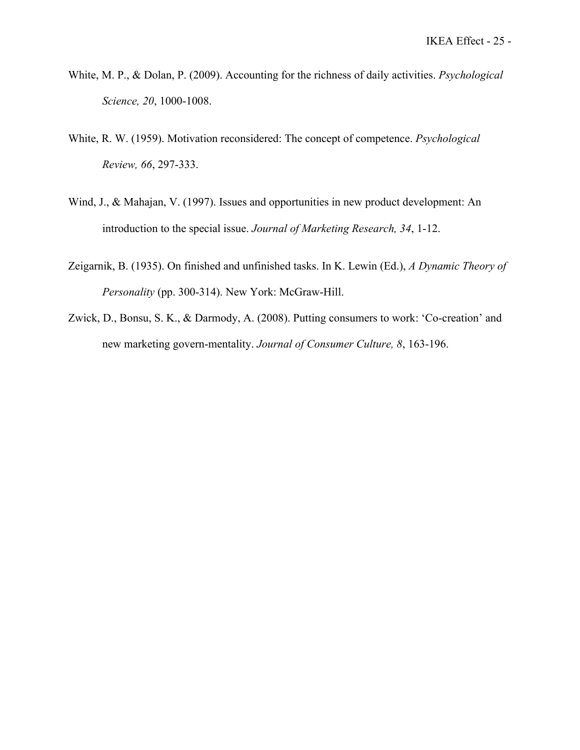White, M. P., & Dolan, P. (2009). Accounting for the richness of daily activities. *Psychological Science, 20*, 1000-1008.

White, R. W. (1959). Motivation reconsidered: The concept of competence. *Psychological Review, 66*, 297-333.

Wind, J., & Mahajan, V. (1997). Issues and opportunities in new product development: An introduction to the special issue. *Journal of Marketing Research, 34*, 1-12.

Zeigarnik, B. (1935). On finished and unfinished tasks. In K. Lewin (Ed.), *A Dynamic Theory of Personality* (pp. 300-314). New York: McGraw-Hill.

Zwick, D., Bonsu, S. K., & Darmody, A. (2008). Putting consumers to work: 'Co-creation' and new marketing govern-mentality. *Journal of Consumer Culture, 8*, 163-196.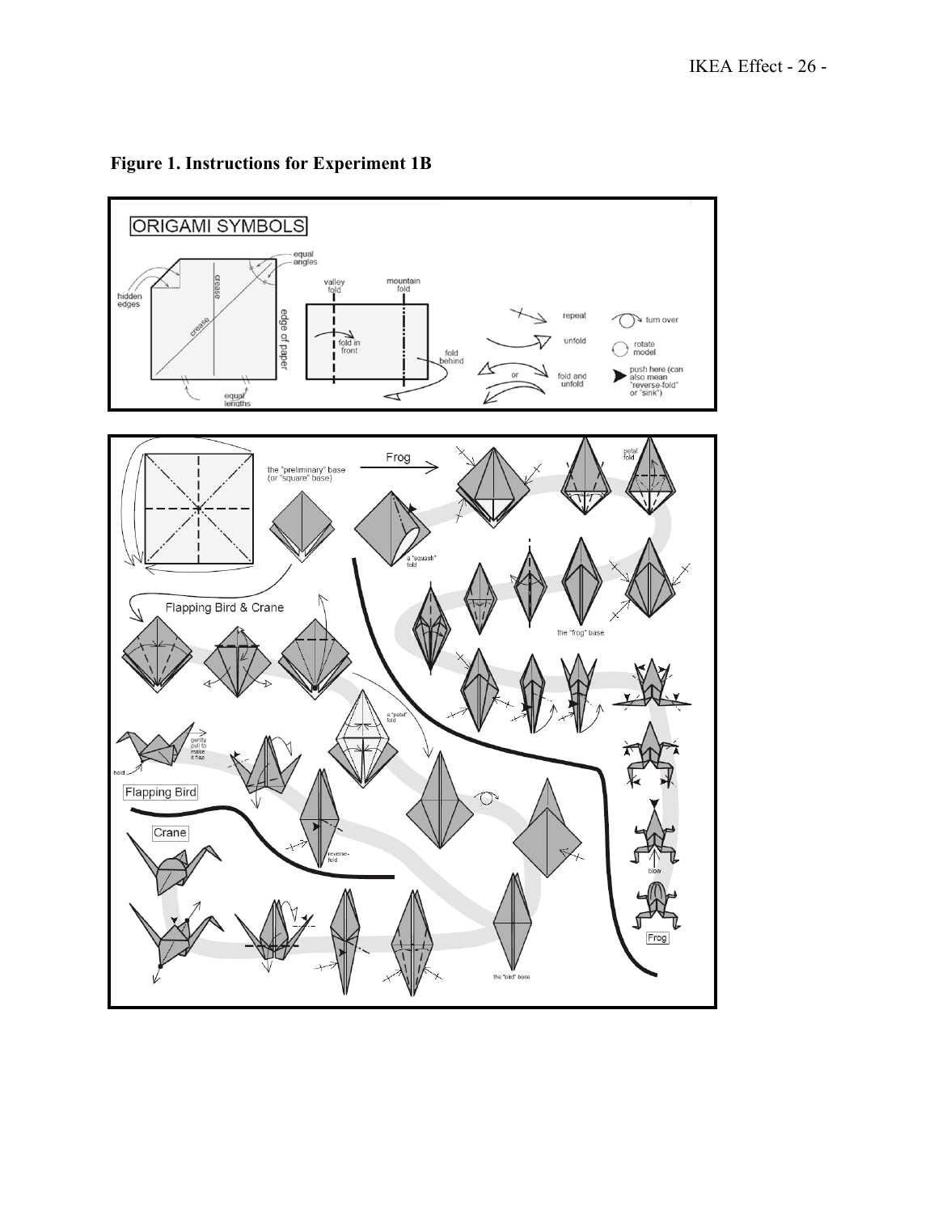**Figure 1. Instructions for Experiment 1B**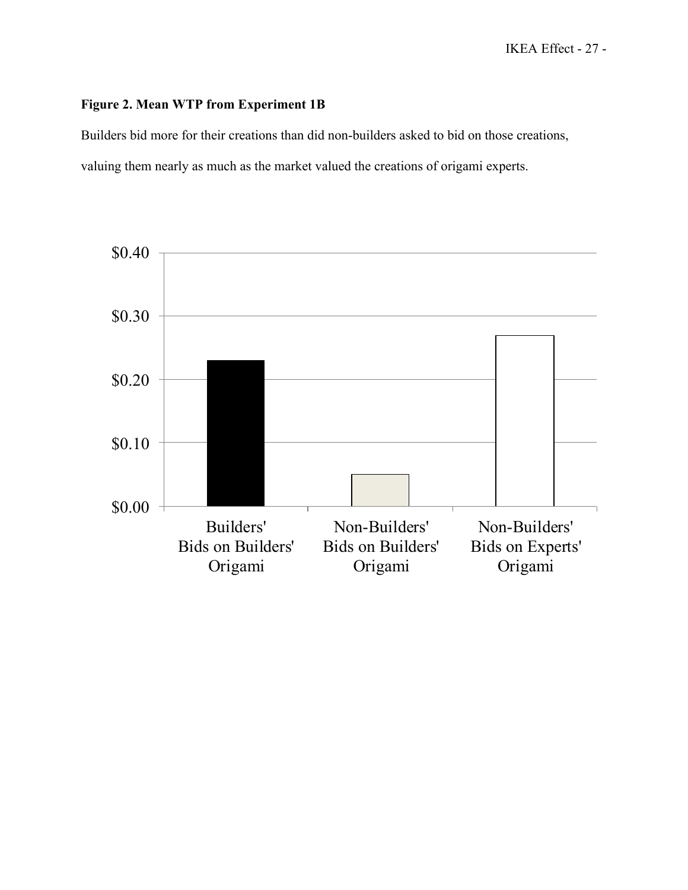**Figure 2. Mean WTP from Experiment 1B**

Builders bid more for their creations than did non-builders asked to bid on those creations, valuing them nearly as much as the market valued the creations of origami experts.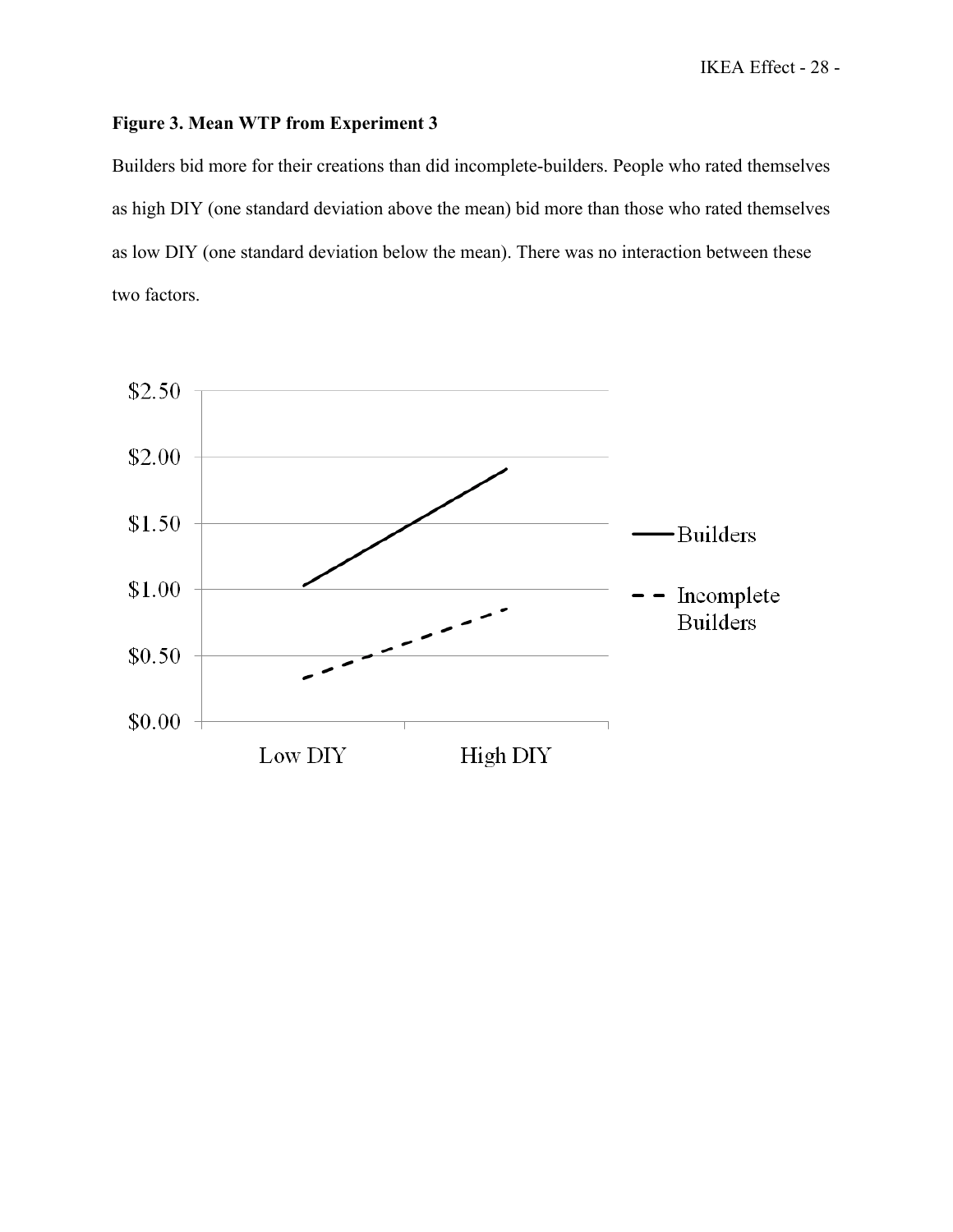**Figure 3. Mean WTP from Experiment 3**

Builders bid more for their creations than did incomplete-builders. People who rated themselves as high DIY (one standard deviation above the mean) bid more than those who rated themselves as low DIY (one standard deviation below the mean). There was no interaction between these two factors.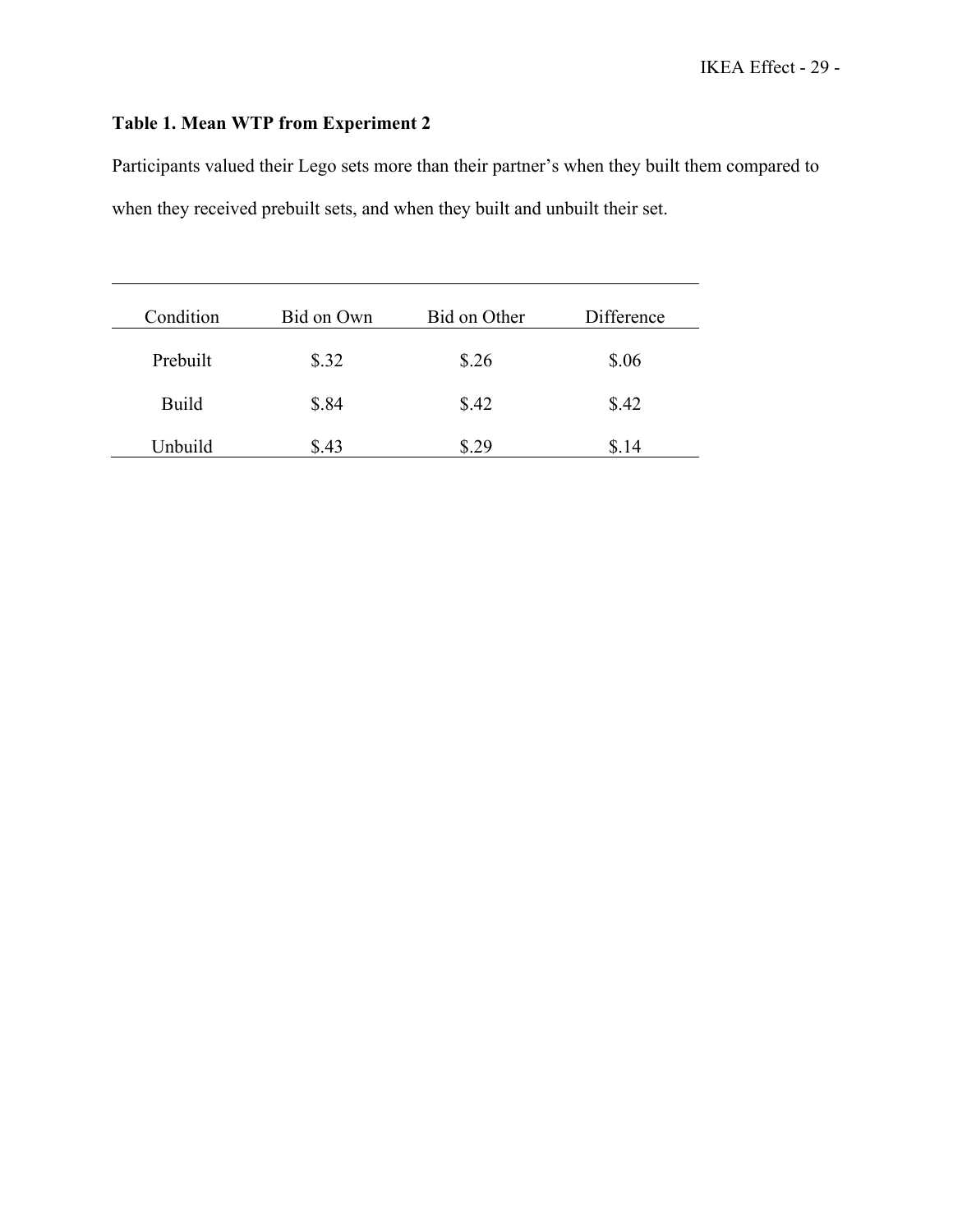**Table 1. Mean WTP from Experiment 2**

Participants valued their Lego sets more than their partner's when they built them compared to when they received prebuilt sets, and when they built and unbuilt their set.

| Condition | Bid on Own | Bid on Other | Difference |
|---|---|---|---|
| Prebuilt | $.32 | $.26 | $.06 |
| Build | $.84 | $.42 | $.42 |
| Unbuild | $.43 | $.29 | $.14 |